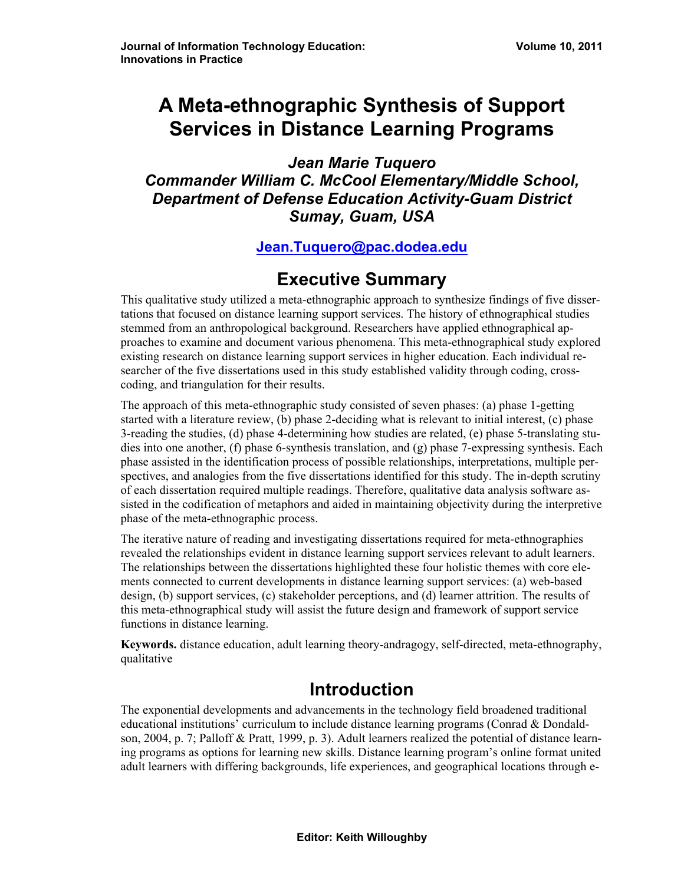# A Meta-ethnographic Synthesis of Support Services in Distance Learning Programs

***Jean Marie Tuquero***
***Commander William C. McCool Elementary/Middle School, Department of Defense Education Activity-Guam District Sumay, Guam, USA***

**Jean.Tuquero@pac.dodea.edu**

## Executive Summary

This qualitative study utilized a meta-ethnographic approach to synthesize findings of five dissertations that focused on distance learning support services. The history of ethnographical studies stemmed from an anthropological background. Researchers have applied ethnographical approaches to examine and document various phenomena. This meta-ethnographical study explored existing research on distance learning support services in higher education. Each individual researcher of the five dissertations used in this study established validity through coding, cross-coding, and triangulation for their results.

The approach of this meta-ethnographic study consisted of seven phases: (a) phase 1-getting started with a literature review, (b) phase 2-deciding what is relevant to initial interest, (c) phase 3-reading the studies, (d) phase 4-determining how studies are related, (e) phase 5-translating studies into one another, (f) phase 6-synthesis translation, and (g) phase 7-expressing synthesis. Each phase assisted in the identification process of possible relationships, interpretations, multiple perspectives, and analogies from the five dissertations identified for this study. The in-depth scrutiny of each dissertation required multiple readings. Therefore, qualitative data analysis software assisted in the codification of metaphors and aided in maintaining objectivity during the interpretive phase of the meta-ethnographic process.

The iterative nature of reading and investigating dissertations required for meta-ethnographies revealed the relationships evident in distance learning support services relevant to adult learners. The relationships between the dissertations highlighted these four holistic themes with core elements connected to current developments in distance learning support services: (a) web-based design, (b) support services, (c) stakeholder perceptions, and (d) learner attrition. The results of this meta-ethnographical study will assist the future design and framework of support service functions in distance learning.

**Keywords.** distance education, adult learning theory-andragogy, self-directed, meta-ethnography, qualitative

## Introduction

The exponential developments and advancements in the technology field broadened traditional educational institutions' curriculum to include distance learning programs (Conrad & Dondaldson, 2004, p. 7; Palloff & Pratt, 1999, p. 3). Adult learners realized the potential of distance learning programs as options for learning new skills. Distance learning program's online format united adult learners with differing backgrounds, life experiences, and geographical locations through e-

**Editor: Keith Willoughby**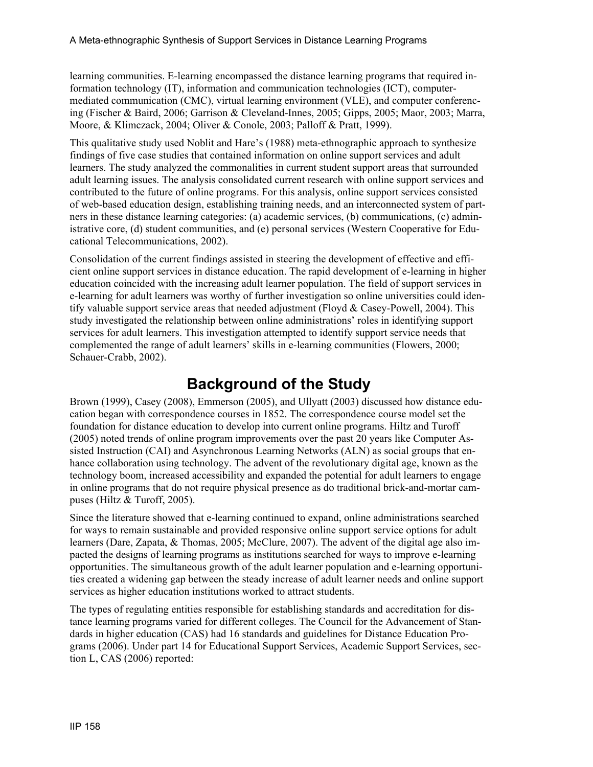learning communities. E-learning encompassed the distance learning programs that required information technology (IT), information and communication technologies (ICT), computer-mediated communication (CMC), virtual learning environment (VLE), and computer conferencing (Fischer & Baird, 2006; Garrison & Cleveland-Innes, 2005; Gipps, 2005; Maor, 2003; Marra, Moore, & Klimczack, 2004; Oliver & Conole, 2003; Palloff & Pratt, 1999).

This qualitative study used Noblit and Hare's (1988) meta-ethnographic approach to synthesize findings of five case studies that contained information on online support services and adult learners. The study analyzed the commonalities in current student support areas that surrounded adult learning issues. The analysis consolidated current research with online support services and contributed to the future of online programs. For this analysis, online support services consisted of web-based education design, establishing training needs, and an interconnected system of partners in these distance learning categories: (a) academic services, (b) communications, (c) administrative core, (d) student communities, and (e) personal services (Western Cooperative for Educational Telecommunications, 2002).

Consolidation of the current findings assisted in steering the development of effective and efficient online support services in distance education. The rapid development of e-learning in higher education coincided with the increasing adult learner population. The field of support services in e-learning for adult learners was worthy of further investigation so online universities could identify valuable support service areas that needed adjustment (Floyd & Casey-Powell, 2004). This study investigated the relationship between online administrations' roles in identifying support services for adult learners. This investigation attempted to identify support service needs that complemented the range of adult learners' skills in e-learning communities (Flowers, 2000; Schauer-Crabb, 2002).

## Background of the Study

Brown (1999), Casey (2008), Emmerson (2005), and Ullyatt (2003) discussed how distance education began with correspondence courses in 1852. The correspondence course model set the foundation for distance education to develop into current online programs. Hiltz and Turoff (2005) noted trends of online program improvements over the past 20 years like Computer Assisted Instruction (CAI) and Asynchronous Learning Networks (ALN) as social groups that enhance collaboration using technology. The advent of the revolutionary digital age, known as the technology boom, increased accessibility and expanded the potential for adult learners to engage in online programs that do not require physical presence as do traditional brick-and-mortar campuses (Hiltz & Turoff, 2005).

Since the literature showed that e-learning continued to expand, online administrations searched for ways to remain sustainable and provided responsive online support service options for adult learners (Dare, Zapata, & Thomas, 2005; McClure, 2007). The advent of the digital age also impacted the designs of learning programs as institutions searched for ways to improve e-learning opportunities. The simultaneous growth of the adult learner population and e-learning opportunities created a widening gap between the steady increase of adult learner needs and online support services as higher education institutions worked to attract students.

The types of regulating entities responsible for establishing standards and accreditation for distance learning programs varied for different colleges. The Council for the Advancement of Standards in higher education (CAS) had 16 standards and guidelines for Distance Education Programs (2006). Under part 14 for Educational Support Services, Academic Support Services, section L, CAS (2006) reported: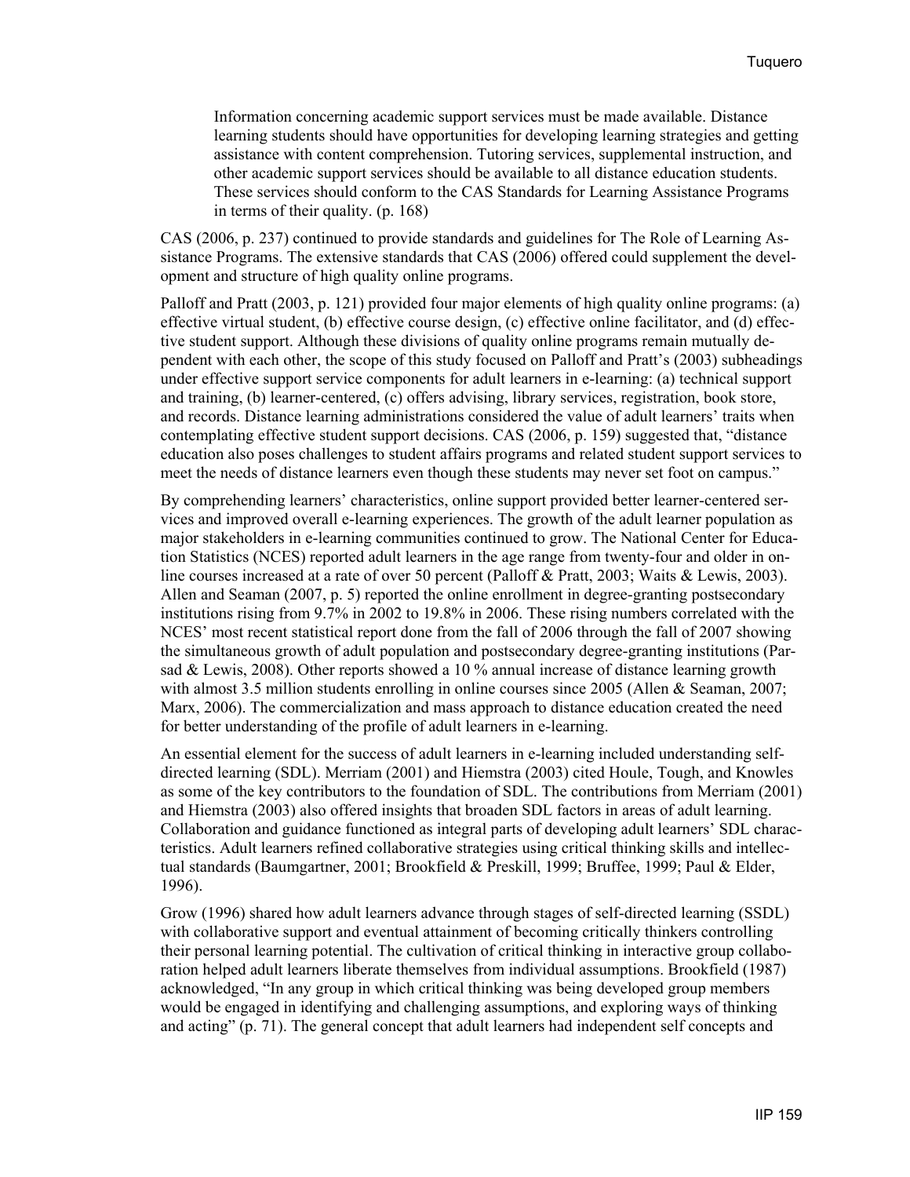> Information concerning academic support services must be made available. Distance learning students should have opportunities for developing learning strategies and getting assistance with content comprehension. Tutoring services, supplemental instruction, and other academic support services should be available to all distance education students. These services should conform to the CAS Standards for Learning Assistance Programs in terms of their quality. (p. 168)

CAS (2006, p. 237) continued to provide standards and guidelines for The Role of Learning Assistance Programs. The extensive standards that CAS (2006) offered could supplement the development and structure of high quality online programs.

Palloff and Pratt (2003, p. 121) provided four major elements of high quality online programs: (a) effective virtual student, (b) effective course design, (c) effective online facilitator, and (d) effective student support. Although these divisions of quality online programs remain mutually dependent with each other, the scope of this study focused on Palloff and Pratt's (2003) subheadings under effective support service components for adult learners in e-learning: (a) technical support and training, (b) learner-centered, (c) offers advising, library services, registration, book store, and records. Distance learning administrations considered the value of adult learners' traits when contemplating effective student support decisions. CAS (2006, p. 159) suggested that, "distance education also poses challenges to student affairs programs and related student support services to meet the needs of distance learners even though these students may never set foot on campus."

By comprehending learners' characteristics, online support provided better learner-centered services and improved overall e-learning experiences. The growth of the adult learner population as major stakeholders in e-learning communities continued to grow. The National Center for Education Statistics (NCES) reported adult learners in the age range from twenty-four and older in online courses increased at a rate of over 50 percent (Palloff & Pratt, 2003; Waits & Lewis, 2003). Allen and Seaman (2007, p. 5) reported the online enrollment in degree-granting postsecondary institutions rising from 9.7% in 2002 to 19.8% in 2006. These rising numbers correlated with the NCES' most recent statistical report done from the fall of 2006 through the fall of 2007 showing the simultaneous growth of adult population and postsecondary degree-granting institutions (Parsad & Lewis, 2008). Other reports showed a 10 % annual increase of distance learning growth with almost 3.5 million students enrolling in online courses since 2005 (Allen & Seaman, 2007; Marx, 2006). The commercialization and mass approach to distance education created the need for better understanding of the profile of adult learners in e-learning.

An essential element for the success of adult learners in e-learning included understanding self-directed learning (SDL). Merriam (2001) and Hiemstra (2003) cited Houle, Tough, and Knowles as some of the key contributors to the foundation of SDL. The contributions from Merriam (2001) and Hiemstra (2003) also offered insights that broaden SDL factors in areas of adult learning. Collaboration and guidance functioned as integral parts of developing adult learners' SDL characteristics. Adult learners refined collaborative strategies using critical thinking skills and intellectual standards (Baumgartner, 2001; Brookfield & Preskill, 1999; Bruffee, 1999; Paul & Elder, 1996).

Grow (1996) shared how adult learners advance through stages of self-directed learning (SSDL) with collaborative support and eventual attainment of becoming critically thinkers controlling their personal learning potential. The cultivation of critical thinking in interactive group collaboration helped adult learners liberate themselves from individual assumptions. Brookfield (1987) acknowledged, "In any group in which critical thinking was being developed group members would be engaged in identifying and challenging assumptions, and exploring ways of thinking and acting" (p. 71). The general concept that adult learners had independent self concepts and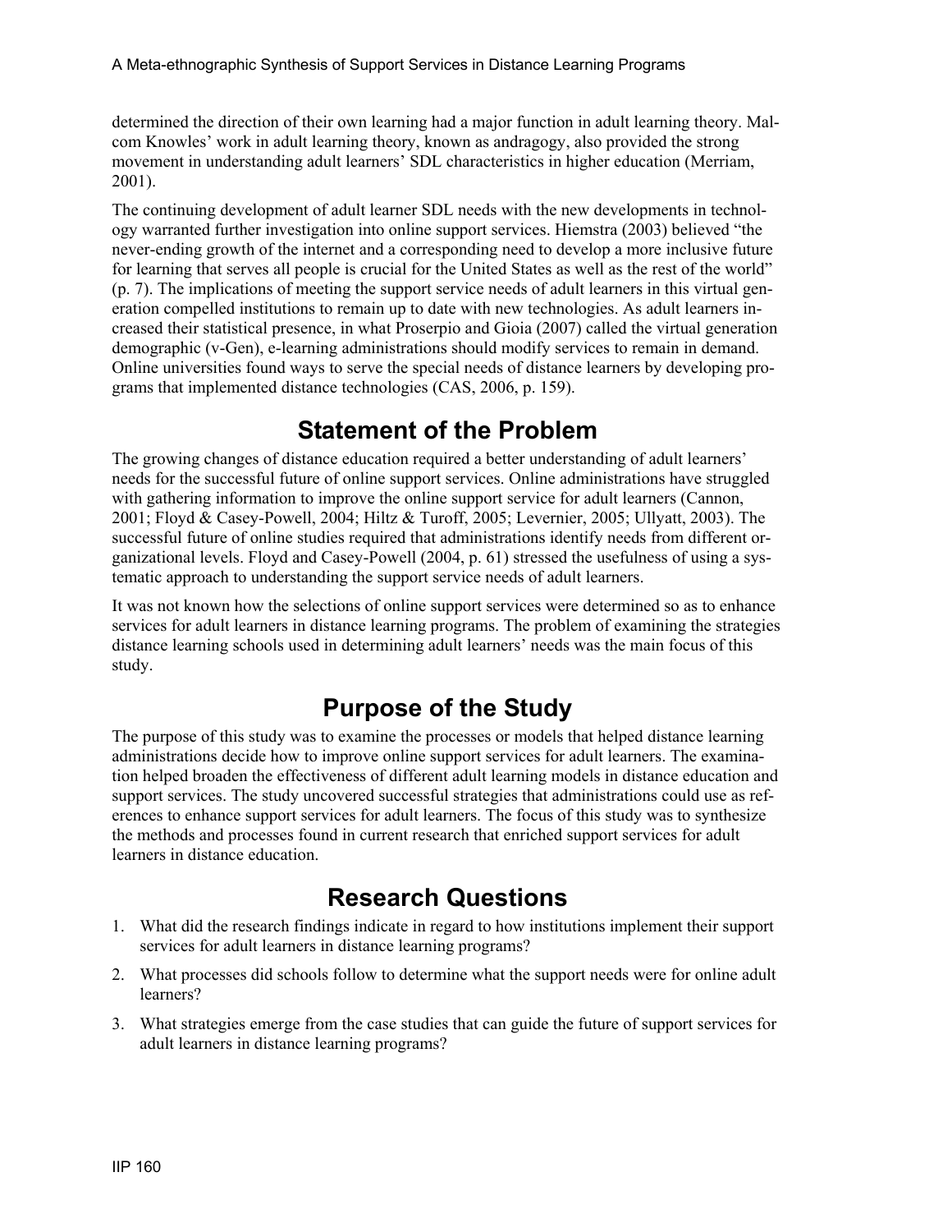determined the direction of their own learning had a major function in adult learning theory. Malcom Knowles' work in adult learning theory, known as andragogy, also provided the strong movement in understanding adult learners' SDL characteristics in higher education (Merriam, 2001).

The continuing development of adult learner SDL needs with the new developments in technology warranted further investigation into online support services. Hiemstra (2003) believed "the never-ending growth of the internet and a corresponding need to develop a more inclusive future for learning that serves all people is crucial for the United States as well as the rest of the world" (p. 7). The implications of meeting the support service needs of adult learners in this virtual generation compelled institutions to remain up to date with new technologies. As adult learners increased their statistical presence, in what Proserpio and Gioia (2007) called the virtual generation demographic (v-Gen), e-learning administrations should modify services to remain in demand. Online universities found ways to serve the special needs of distance learners by developing programs that implemented distance technologies (CAS, 2006, p. 159).

## Statement of the Problem

The growing changes of distance education required a better understanding of adult learners' needs for the successful future of online support services. Online administrations have struggled with gathering information to improve the online support service for adult learners (Cannon, 2001; Floyd & Casey-Powell, 2004; Hiltz & Turoff, 2005; Levernier, 2005; Ullyatt, 2003). The successful future of online studies required that administrations identify needs from different organizational levels. Floyd and Casey-Powell (2004, p. 61) stressed the usefulness of using a systematic approach to understanding the support service needs of adult learners.

It was not known how the selections of online support services were determined so as to enhance services for adult learners in distance learning programs. The problem of examining the strategies distance learning schools used in determining adult learners' needs was the main focus of this study.

## Purpose of the Study

The purpose of this study was to examine the processes or models that helped distance learning administrations decide how to improve online support services for adult learners. The examination helped broaden the effectiveness of different adult learning models in distance education and support services. The study uncovered successful strategies that administrations could use as references to enhance support services for adult learners. The focus of this study was to synthesize the methods and processes found in current research that enriched support services for adult learners in distance education.

## Research Questions

1. What did the research findings indicate in regard to how institutions implement their support services for adult learners in distance learning programs?
2. What processes did schools follow to determine what the support needs were for online adult learners?
3. What strategies emerge from the case studies that can guide the future of support services for adult learners in distance learning programs?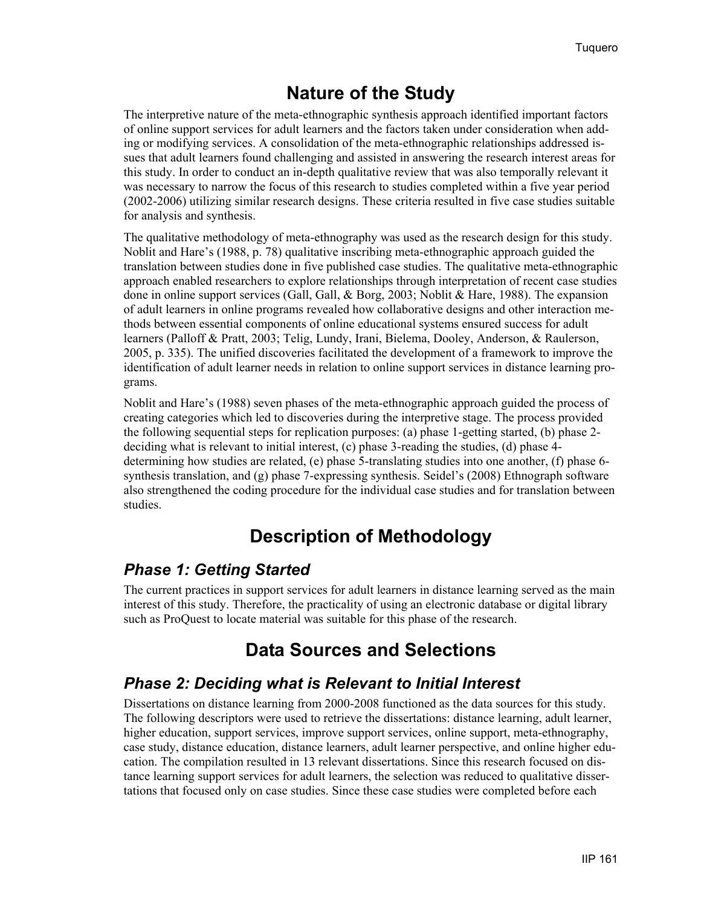## Nature of the Study

The interpretive nature of the meta-ethnographic synthesis approach identified important factors of online support services for adult learners and the factors taken under consideration when adding or modifying services. A consolidation of the meta-ethnographic relationships addressed issues that adult learners found challenging and assisted in answering the research interest areas for this study. In order to conduct an in-depth qualitative review that was also temporally relevant it was necessary to narrow the focus of this research to studies completed within a five year period (2002-2006) utilizing similar research designs. These criteria resulted in five case studies suitable for analysis and synthesis.

The qualitative methodology of meta-ethnography was used as the research design for this study. Noblit and Hare's (1988, p. 78) qualitative inscribing meta-ethnographic approach guided the translation between studies done in five published case studies. The qualitative meta-ethnographic approach enabled researchers to explore relationships through interpretation of recent case studies done in online support services (Gall, Gall, & Borg, 2003; Noblit & Hare, 1988). The expansion of adult learners in online programs revealed how collaborative designs and other interaction methods between essential components of online educational systems ensured success for adult learners (Palloff & Pratt, 2003; Telig, Lundy, Irani, Bielema, Dooley, Anderson, & Raulerson, 2005, p. 335). The unified discoveries facilitated the development of a framework to improve the identification of adult learner needs in relation to online support services in distance learning programs.

Noblit and Hare's (1988) seven phases of the meta-ethnographic approach guided the process of creating categories which led to discoveries during the interpretive stage. The process provided the following sequential steps for replication purposes: (a) phase 1-getting started, (b) phase 2-deciding what is relevant to initial interest, (c) phase 3-reading the studies, (d) phase 4-determining how studies are related, (e) phase 5-translating studies into one another, (f) phase 6-synthesis translation, and (g) phase 7-expressing synthesis. Seidel's (2008) Ethnograph software also strengthened the coding procedure for the individual case studies and for translation between studies.

## Description of Methodology

### *Phase 1: Getting Started*

The current practices in support services for adult learners in distance learning served as the main interest of this study. Therefore, the practicality of using an electronic database or digital library such as ProQuest to locate material was suitable for this phase of the research.

## Data Sources and Selections

### *Phase 2: Deciding what is Relevant to Initial Interest*

Dissertations on distance learning from 2000-2008 functioned as the data sources for this study. The following descriptors were used to retrieve the dissertations: distance learning, adult learner, higher education, support services, improve support services, online support, meta-ethnography, case study, distance education, distance learners, adult learner perspective, and online higher education. The compilation resulted in 13 relevant dissertations. Since this research focused on distance learning support services for adult learners, the selection was reduced to qualitative dissertations that focused only on case studies. Since these case studies were completed before each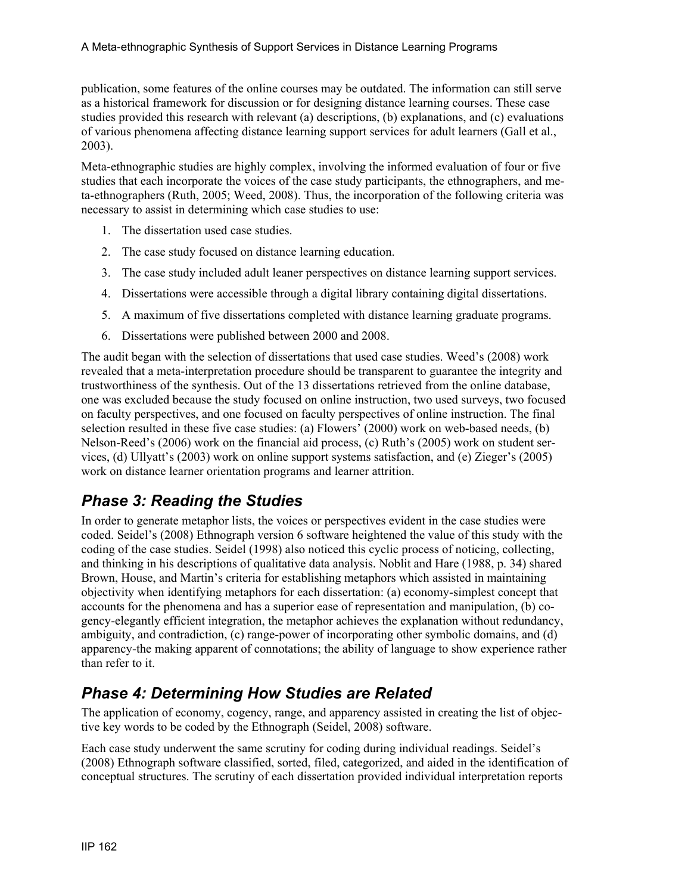publication, some features of the online courses may be outdated. The information can still serve as a historical framework for discussion or for designing distance learning courses. These case studies provided this research with relevant (a) descriptions, (b) explanations, and (c) evaluations of various phenomena affecting distance learning support services for adult learners (Gall et al., 2003).

Meta-ethnographic studies are highly complex, involving the informed evaluation of four or five studies that each incorporate the voices of the case study participants, the ethnographers, and meta-ethnographers (Ruth, 2005; Weed, 2008). Thus, the incorporation of the following criteria was necessary to assist in determining which case studies to use:

1. The dissertation used case studies.
2. The case study focused on distance learning education.
3. The case study included adult leaner perspectives on distance learning support services.
4. Dissertations were accessible through a digital library containing digital dissertations.
5. A maximum of five dissertations completed with distance learning graduate programs.
6. Dissertations were published between 2000 and 2008.

The audit began with the selection of dissertations that used case studies. Weed's (2008) work revealed that a meta-interpretation procedure should be transparent to guarantee the integrity and trustworthiness of the synthesis. Out of the 13 dissertations retrieved from the online database, one was excluded because the study focused on online instruction, two used surveys, two focused on faculty perspectives, and one focused on faculty perspectives of online instruction. The final selection resulted in these five case studies: (a) Flowers' (2000) work on web-based needs, (b) Nelson-Reed's (2006) work on the financial aid process, (c) Ruth's (2005) work on student services, (d) Ullyatt's (2003) work on online support systems satisfaction, and (e) Zieger's (2005) work on distance learner orientation programs and learner attrition.

## Phase 3: Reading the Studies

In order to generate metaphor lists, the voices or perspectives evident in the case studies were coded. Seidel's (2008) Ethnograph version 6 software heightened the value of this study with the coding of the case studies. Seidel (1998) also noticed this cyclic process of noticing, collecting, and thinking in his descriptions of qualitative data analysis. Noblit and Hare (1988, p. 34) shared Brown, House, and Martin's criteria for establishing metaphors which assisted in maintaining objectivity when identifying metaphors for each dissertation: (a) economy-simplest concept that accounts for the phenomena and has a superior ease of representation and manipulation, (b) cogency-elegantly efficient integration, the metaphor achieves the explanation without redundancy, ambiguity, and contradiction, (c) range-power of incorporating other symbolic domains, and (d) apparency-the making apparent of connotations; the ability of language to show experience rather than refer to it.

## Phase 4: Determining How Studies are Related

The application of economy, cogency, range, and apparency assisted in creating the list of objective key words to be coded by the Ethnograph (Seidel, 2008) software.

Each case study underwent the same scrutiny for coding during individual readings. Seidel's (2008) Ethnograph software classified, sorted, filed, categorized, and aided in the identification of conceptual structures. The scrutiny of each dissertation provided individual interpretation reports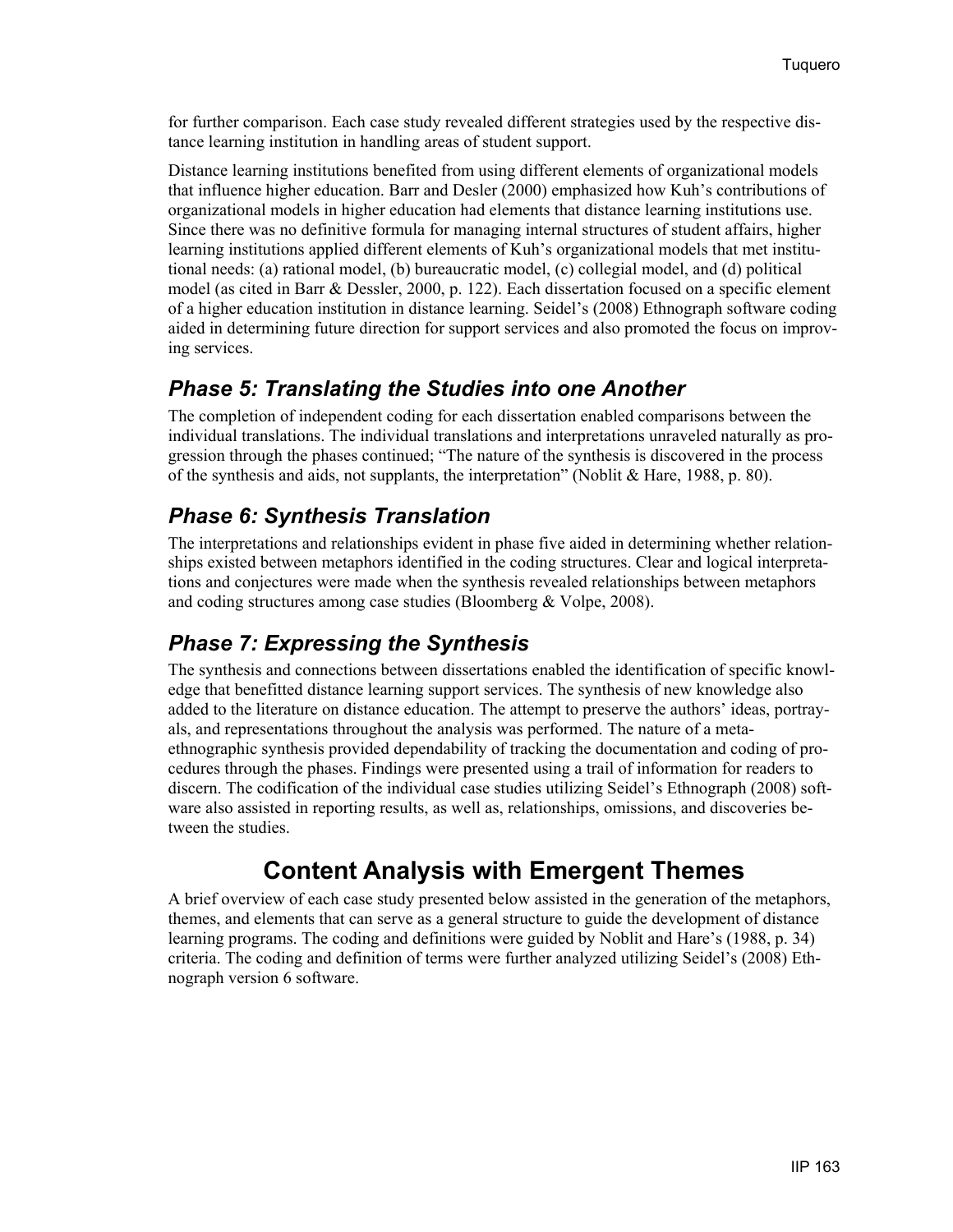for further comparison. Each case study revealed different strategies used by the respective distance learning institution in handling areas of student support.

Distance learning institutions benefited from using different elements of organizational models that influence higher education. Barr and Desler (2000) emphasized how Kuh's contributions of organizational models in higher education had elements that distance learning institutions use. Since there was no definitive formula for managing internal structures of student affairs, higher learning institutions applied different elements of Kuh's organizational models that met institutional needs: (a) rational model, (b) bureaucratic model, (c) collegial model, and (d) political model (as cited in Barr & Dessler, 2000, p. 122). Each dissertation focused on a specific element of a higher education institution in distance learning. Seidel's (2008) Ethnograph software coding aided in determining future direction for support services and also promoted the focus on improving services.

## *Phase 5: Translating the Studies into one Another*

The completion of independent coding for each dissertation enabled comparisons between the individual translations. The individual translations and interpretations unraveled naturally as progression through the phases continued; "The nature of the synthesis is discovered in the process of the synthesis and aids, not supplants, the interpretation" (Noblit & Hare, 1988, p. 80).

## *Phase 6: Synthesis Translation*

The interpretations and relationships evident in phase five aided in determining whether relationships existed between metaphors identified in the coding structures. Clear and logical interpretations and conjectures were made when the synthesis revealed relationships between metaphors and coding structures among case studies (Bloomberg & Volpe, 2008).

## *Phase 7: Expressing the Synthesis*

The synthesis and connections between dissertations enabled the identification of specific knowledge that benefitted distance learning support services. The synthesis of new knowledge also added to the literature on distance education. The attempt to preserve the authors' ideas, portrayals, and representations throughout the analysis was performed. The nature of a meta-ethnographic synthesis provided dependability of tracking the documentation and coding of procedures through the phases. Findings were presented using a trail of information for readers to discern. The codification of the individual case studies utilizing Seidel's Ethnograph (2008) software also assisted in reporting results, as well as, relationships, omissions, and discoveries between the studies.

# Content Analysis with Emergent Themes

A brief overview of each case study presented below assisted in the generation of the metaphors, themes, and elements that can serve as a general structure to guide the development of distance learning programs. The coding and definitions were guided by Noblit and Hare's (1988, p. 34) criteria. The coding and definition of terms were further analyzed utilizing Seidel's (2008) Ethnograph version 6 software.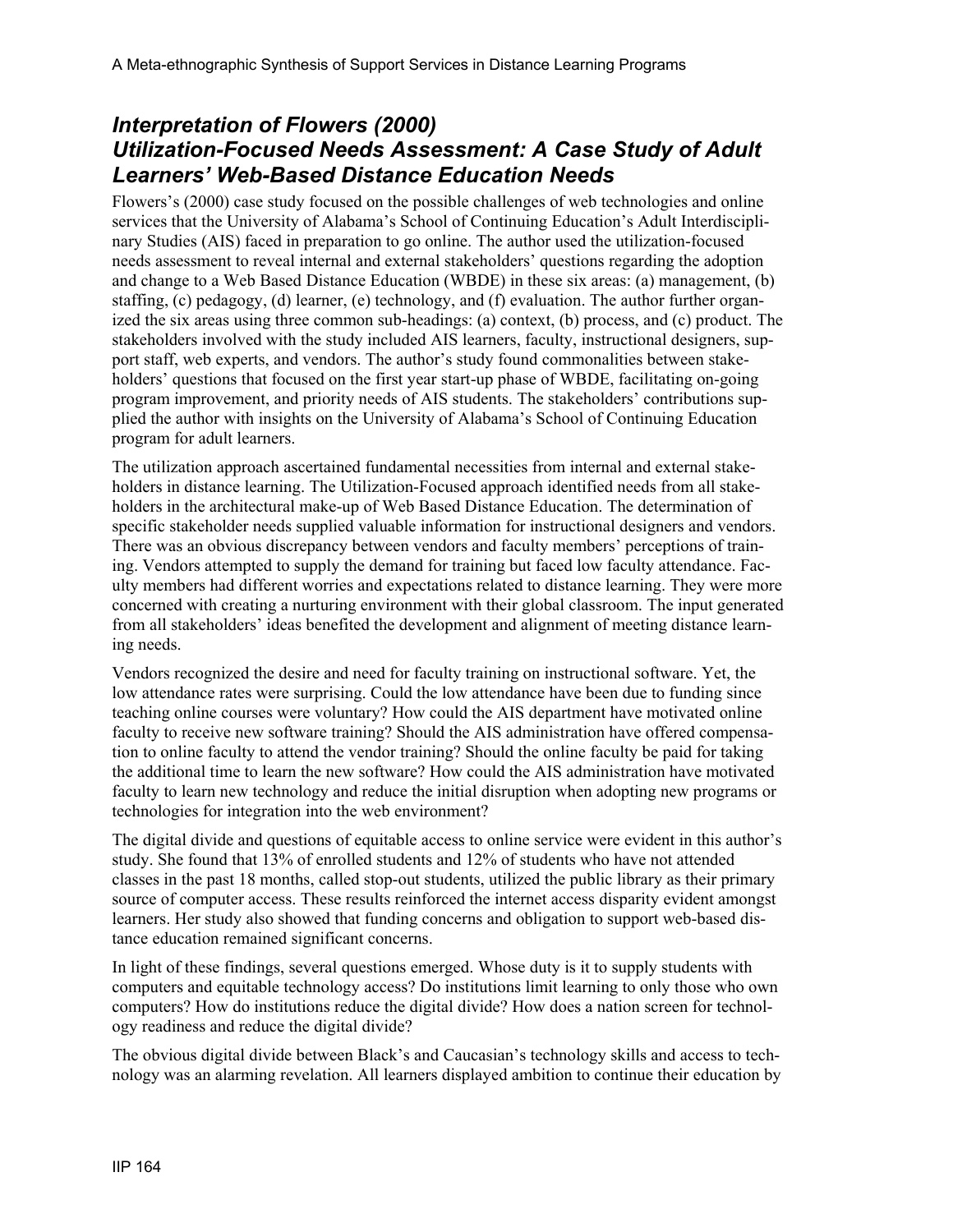## *Interpretation of Flowers (2000) Utilization-Focused Needs Assessment: A Case Study of Adult Learners' Web-Based Distance Education Needs*

Flowers's (2000) case study focused on the possible challenges of web technologies and online services that the University of Alabama's School of Continuing Education's Adult Interdisciplinary Studies (AIS) faced in preparation to go online. The author used the utilization-focused needs assessment to reveal internal and external stakeholders' questions regarding the adoption and change to a Web Based Distance Education (WBDE) in these six areas: (a) management, (b) staffing, (c) pedagogy, (d) learner, (e) technology, and (f) evaluation. The author further organized the six areas using three common sub-headings: (a) context, (b) process, and (c) product. The stakeholders involved with the study included AIS learners, faculty, instructional designers, support staff, web experts, and vendors. The author's study found commonalities between stakeholders' questions that focused on the first year start-up phase of WBDE, facilitating on-going program improvement, and priority needs of AIS students. The stakeholders' contributions supplied the author with insights on the University of Alabama's School of Continuing Education program for adult learners.

The utilization approach ascertained fundamental necessities from internal and external stakeholders in distance learning. The Utilization-Focused approach identified needs from all stakeholders in the architectural make-up of Web Based Distance Education. The determination of specific stakeholder needs supplied valuable information for instructional designers and vendors. There was an obvious discrepancy between vendors and faculty members' perceptions of training. Vendors attempted to supply the demand for training but faced low faculty attendance. Faculty members had different worries and expectations related to distance learning. They were more concerned with creating a nurturing environment with their global classroom. The input generated from all stakeholders' ideas benefited the development and alignment of meeting distance learning needs.

Vendors recognized the desire and need for faculty training on instructional software. Yet, the low attendance rates were surprising. Could the low attendance have been due to funding since teaching online courses were voluntary? How could the AIS department have motivated online faculty to receive new software training? Should the AIS administration have offered compensation to online faculty to attend the vendor training? Should the online faculty be paid for taking the additional time to learn the new software? How could the AIS administration have motivated faculty to learn new technology and reduce the initial disruption when adopting new programs or technologies for integration into the web environment?

The digital divide and questions of equitable access to online service were evident in this author's study. She found that 13% of enrolled students and 12% of students who have not attended classes in the past 18 months, called stop-out students, utilized the public library as their primary source of computer access. These results reinforced the internet access disparity evident amongst learners. Her study also showed that funding concerns and obligation to support web-based distance education remained significant concerns.

In light of these findings, several questions emerged. Whose duty is it to supply students with computers and equitable technology access? Do institutions limit learning to only those who own computers? How do institutions reduce the digital divide? How does a nation screen for technology readiness and reduce the digital divide?

The obvious digital divide between Black's and Caucasian's technology skills and access to technology was an alarming revelation. All learners displayed ambition to continue their education by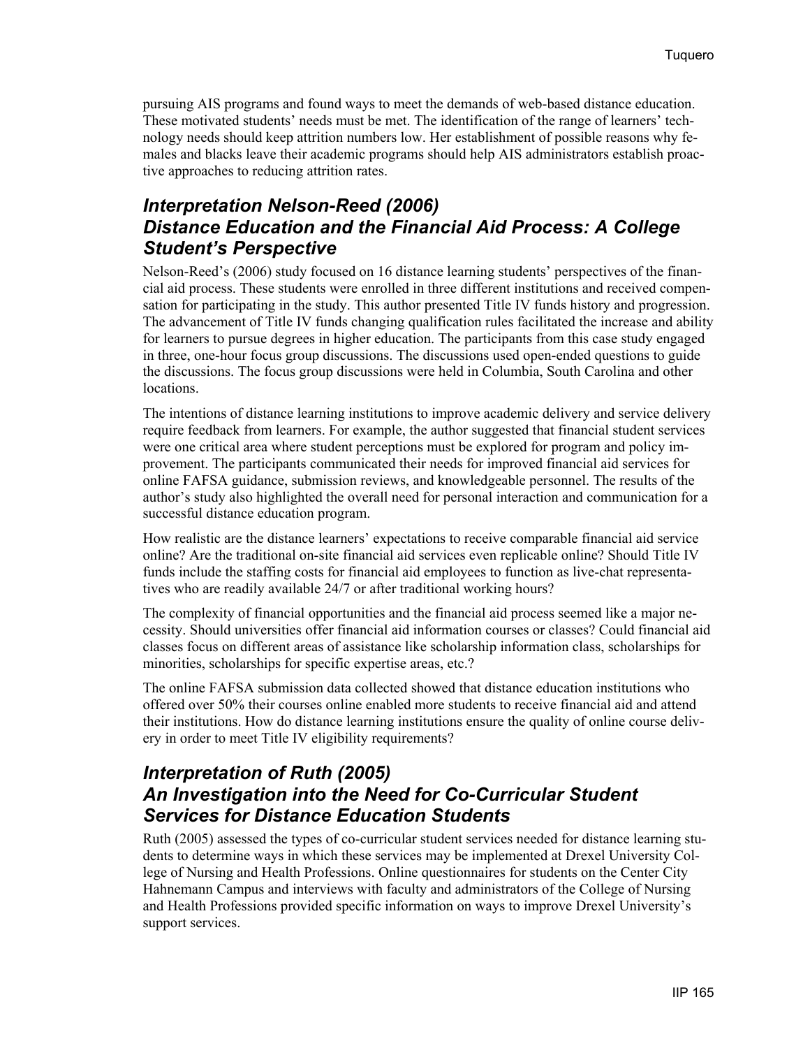pursuing AIS programs and found ways to meet the demands of web-based distance education. These motivated students' needs must be met. The identification of the range of learners' technology needs should keep attrition numbers low. Her establishment of possible reasons why females and blacks leave their academic programs should help AIS administrators establish proactive approaches to reducing attrition rates.

## *Interpretation Nelson-Reed (2006) Distance Education and the Financial Aid Process: A College Student's Perspective*

Nelson-Reed's (2006) study focused on 16 distance learning students' perspectives of the financial aid process. These students were enrolled in three different institutions and received compensation for participating in the study. This author presented Title IV funds history and progression. The advancement of Title IV funds changing qualification rules facilitated the increase and ability for learners to pursue degrees in higher education. The participants from this case study engaged in three, one-hour focus group discussions. The discussions used open-ended questions to guide the discussions. The focus group discussions were held in Columbia, South Carolina and other locations.

The intentions of distance learning institutions to improve academic delivery and service delivery require feedback from learners. For example, the author suggested that financial student services were one critical area where student perceptions must be explored for program and policy improvement. The participants communicated their needs for improved financial aid services for online FAFSA guidance, submission reviews, and knowledgeable personnel. The results of the author's study also highlighted the overall need for personal interaction and communication for a successful distance education program.

How realistic are the distance learners' expectations to receive comparable financial aid service online? Are the traditional on-site financial aid services even replicable online? Should Title IV funds include the staffing costs for financial aid employees to function as live-chat representatives who are readily available 24/7 or after traditional working hours?

The complexity of financial opportunities and the financial aid process seemed like a major necessity. Should universities offer financial aid information courses or classes? Could financial aid classes focus on different areas of assistance like scholarship information class, scholarships for minorities, scholarships for specific expertise areas, etc.?

The online FAFSA submission data collected showed that distance education institutions who offered over 50% their courses online enabled more students to receive financial aid and attend their institutions. How do distance learning institutions ensure the quality of online course delivery in order to meet Title IV eligibility requirements?

## *Interpretation of Ruth (2005) An Investigation into the Need for Co-Curricular Student Services for Distance Education Students*

Ruth (2005) assessed the types of co-curricular student services needed for distance learning students to determine ways in which these services may be implemented at Drexel University College of Nursing and Health Professions. Online questionnaires for students on the Center City Hahnemann Campus and interviews with faculty and administrators of the College of Nursing and Health Professions provided specific information on ways to improve Drexel University's support services.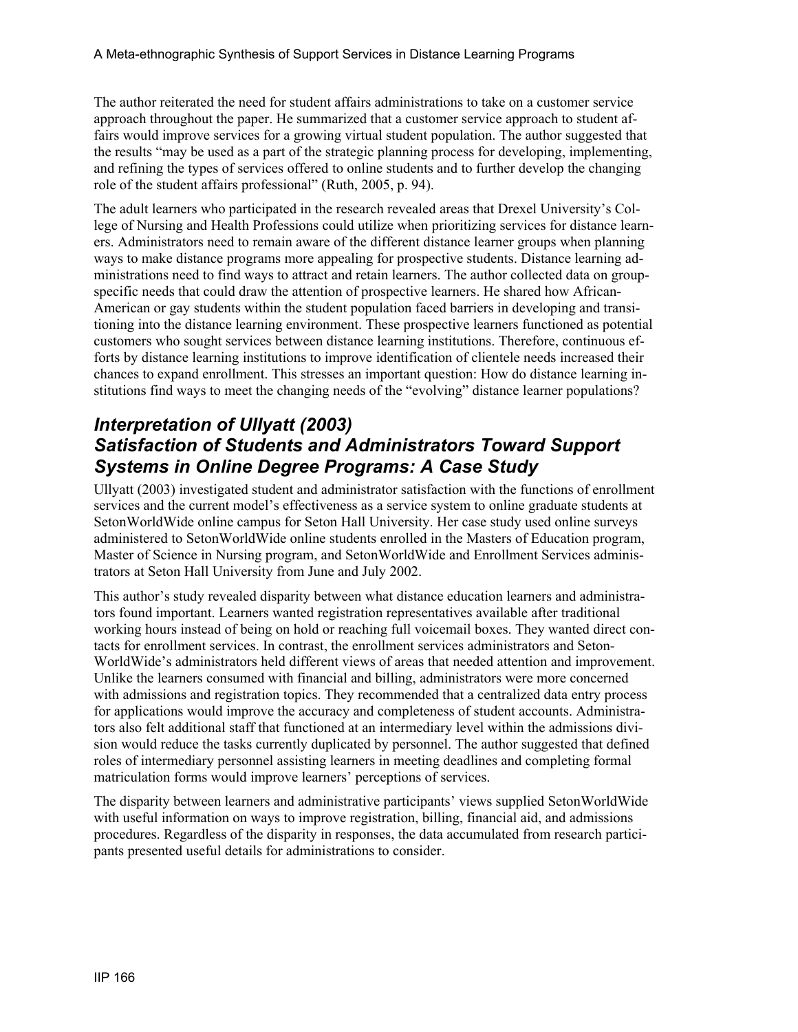The author reiterated the need for student affairs administrations to take on a customer service approach throughout the paper. He summarized that a customer service approach to student affairs would improve services for a growing virtual student population. The author suggested that the results "may be used as a part of the strategic planning process for developing, implementing, and refining the types of services offered to online students and to further develop the changing role of the student affairs professional" (Ruth, 2005, p. 94).

The adult learners who participated in the research revealed areas that Drexel University's College of Nursing and Health Professions could utilize when prioritizing services for distance learners. Administrators need to remain aware of the different distance learner groups when planning ways to make distance programs more appealing for prospective students. Distance learning administrations need to find ways to attract and retain learners. The author collected data on group-specific needs that could draw the attention of prospective learners. He shared how African-American or gay students within the student population faced barriers in developing and transitioning into the distance learning environment. These prospective learners functioned as potential customers who sought services between distance learning institutions. Therefore, continuous efforts by distance learning institutions to improve identification of clientele needs increased their chances to expand enrollment. This stresses an important question: How do distance learning institutions find ways to meet the changing needs of the "evolving" distance learner populations?

## *Interpretation of Ullyatt (2003) Satisfaction of Students and Administrators Toward Support Systems in Online Degree Programs: A Case Study*

Ullyatt (2003) investigated student and administrator satisfaction with the functions of enrollment services and the current model's effectiveness as a service system to online graduate students at SetonWorldWide online campus for Seton Hall University. Her case study used online surveys administered to SetonWorldWide online students enrolled in the Masters of Education program, Master of Science in Nursing program, and SetonWorldWide and Enrollment Services administrators at Seton Hall University from June and July 2002.

This author's study revealed disparity between what distance education learners and administrators found important. Learners wanted registration representatives available after traditional working hours instead of being on hold or reaching full voicemail boxes. They wanted direct contacts for enrollment services. In contrast, the enrollment services administrators and SetonWorldWide's administrators held different views of areas that needed attention and improvement. Unlike the learners consumed with financial and billing, administrators were more concerned with admissions and registration topics. They recommended that a centralized data entry process for applications would improve the accuracy and completeness of student accounts. Administrators also felt additional staff that functioned at an intermediary level within the admissions division would reduce the tasks currently duplicated by personnel. The author suggested that defined roles of intermediary personnel assisting learners in meeting deadlines and completing formal matriculation forms would improve learners' perceptions of services.

The disparity between learners and administrative participants' views supplied SetonWorldWide with useful information on ways to improve registration, billing, financial aid, and admissions procedures. Regardless of the disparity in responses, the data accumulated from research participants presented useful details for administrations to consider.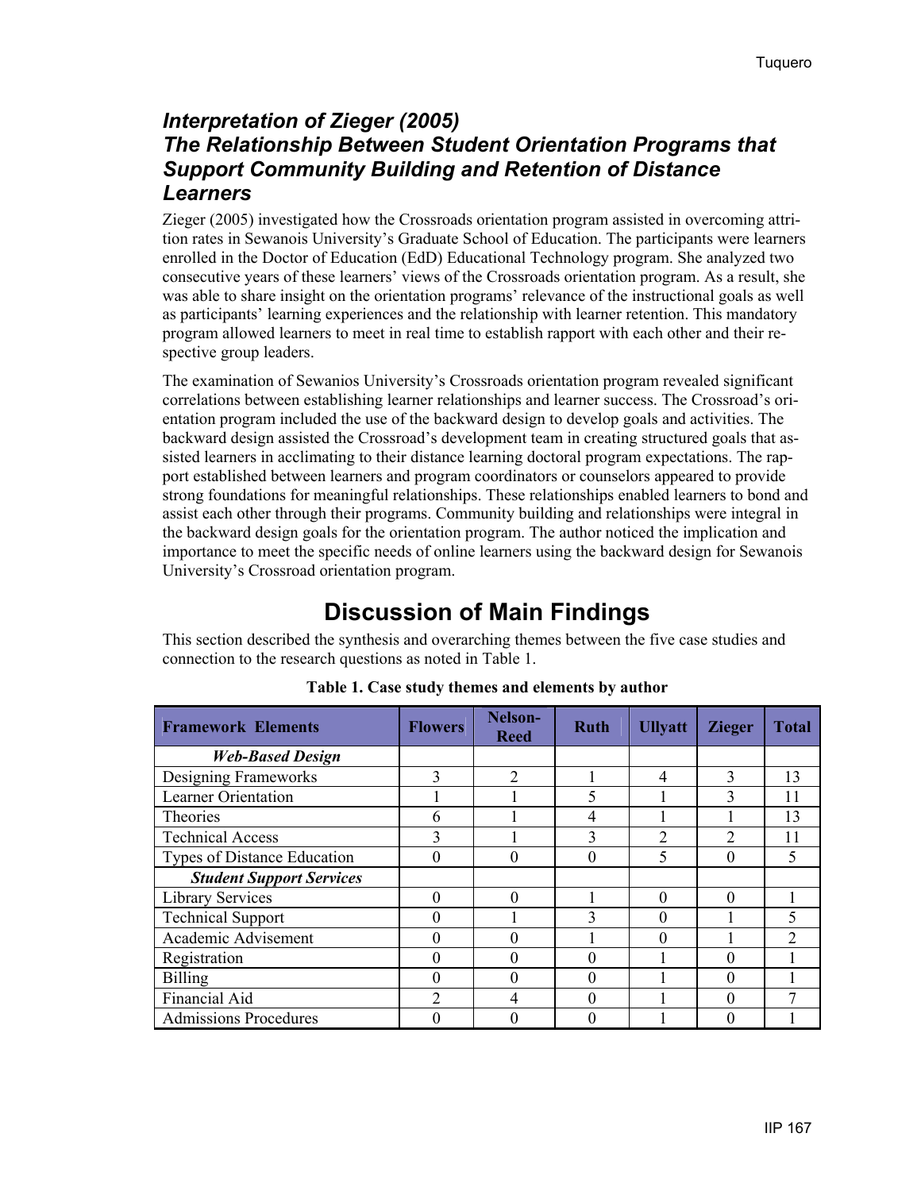### *Interpretation of Zieger (2005) The Relationship Between Student Orientation Programs that Support Community Building and Retention of Distance Learners*

Zieger (2005) investigated how the Crossroads orientation program assisted in overcoming attrition rates in Sewanois University's Graduate School of Education. The participants were learners enrolled in the Doctor of Education (EdD) Educational Technology program. She analyzed two consecutive years of these learners' views of the Crossroads orientation program. As a result, she was able to share insight on the orientation programs' relevance of the instructional goals as well as participants' learning experiences and the relationship with learner retention. This mandatory program allowed learners to meet in real time to establish rapport with each other and their respective group leaders.

The examination of Sewanios University's Crossroads orientation program revealed significant correlations between establishing learner relationships and learner success. The Crossroad's orientation program included the use of the backward design to develop goals and activities. The backward design assisted the Crossroad's development team in creating structured goals that assisted learners in acclimating to their distance learning doctoral program expectations. The rapport established between learners and program coordinators or counselors appeared to provide strong foundations for meaningful relationships. These relationships enabled learners to bond and assist each other through their programs. Community building and relationships were integral in the backward design goals for the orientation program. The author noticed the implication and importance to meet the specific needs of online learners using the backward design for Sewanois University's Crossroad orientation program.

## Discussion of Main Findings

This section described the synthesis and overarching themes between the five case studies and connection to the research questions as noted in Table 1.

**Table 1. Case study themes and elements by author**

| Framework Elements | Flowers | Nelson-Reed | Ruth | Ullyatt | Zieger | Total |
|---|---|---|---|---|---|---|
| ***Web-Based Design*** | | | | | | |
| Designing Frameworks | 3 | 2 | 1 | 4 | 3 | 13 |
| Learner Orientation | 1 | 1 | 5 | 1 | 3 | 11 |
| Theories | 6 | 1 | 4 | 1 | 1 | 13 |
| Technical Access | 3 | 1 | 3 | 2 | 2 | 11 |
| Types of Distance Education | 0 | 0 | 0 | 5 | 0 | 5 |
| ***Student Support Services*** | | | | | | |
| Library Services | 0 | 0 | 1 | 0 | 0 | 1 |
| Technical Support | 0 | 1 | 3 | 0 | 1 | 5 |
| Academic Advisement | 0 | 0 | 1 | 0 | 1 | 2 |
| Registration | 0 | 0 | 0 | 1 | 0 | 1 |
| Billing | 0 | 0 | 0 | 1 | 0 | 1 |
| Financial Aid | 2 | 4 | 0 | 1 | 0 | 7 |
| Admissions Procedures | 0 | 0 | 0 | 1 | 0 | 1 |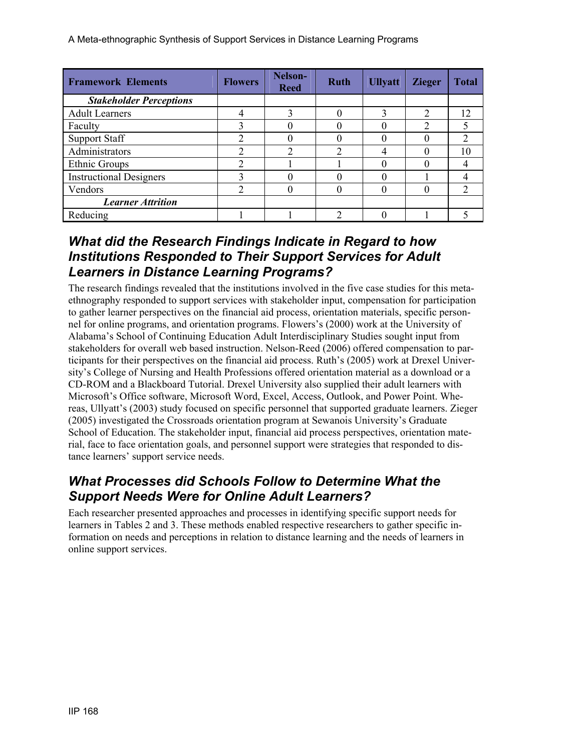| Framework Elements | Flowers | Nelson-Reed | Ruth | Ullyatt | Zieger | Total |
|---|---|---|---|---|---|---|
| ***Stakeholder Perceptions*** | | | | | | |
| Adult Learners | 4 | 3 | 0 | 3 | 2 | 12 |
| Faculty | 3 | 0 | 0 | 0 | 2 | 5 |
| Support Staff | 2 | 0 | 0 | 0 | 0 | 2 |
| Administrators | 2 | 2 | 2 | 4 | 0 | 10 |
| Ethnic Groups | 2 | 1 | 1 | 0 | 0 | 4 |
| Instructional Designers | 3 | 0 | 0 | 0 | 1 | 4 |
| Vendors | 2 | 0 | 0 | 0 | 0 | 2 |
| ***Learner Attrition*** | | | | | | |
| Reducing | 1 | 1 | 2 | 0 | 1 | 5 |

## *What did the Research Findings Indicate in Regard to how Institutions Responded to Their Support Services for Adult Learners in Distance Learning Programs?*

The research findings revealed that the institutions involved in the five case studies for this meta-ethnography responded to support services with stakeholder input, compensation for participation to gather learner perspectives on the financial aid process, orientation materials, specific personnel for online programs, and orientation programs. Flowers's (2000) work at the University of Alabama's School of Continuing Education Adult Interdisciplinary Studies sought input from stakeholders for overall web based instruction. Nelson-Reed (2006) offered compensation to participants for their perspectives on the financial aid process. Ruth's (2005) work at Drexel University's College of Nursing and Health Professions offered orientation material as a download or a CD-ROM and a Blackboard Tutorial. Drexel University also supplied their adult learners with Microsoft's Office software, Microsoft Word, Excel, Access, Outlook, and Power Point. Whereas, Ullyatt's (2003) study focused on specific personnel that supported graduate learners. Zieger (2005) investigated the Crossroads orientation program at Sewanois University's Graduate School of Education. The stakeholder input, financial aid process perspectives, orientation material, face to face orientation goals, and personnel support were strategies that responded to distance learners' support service needs.

## *What Processes did Schools Follow to Determine What the Support Needs Were for Online Adult Learners?*

Each researcher presented approaches and processes in identifying specific support needs for learners in Tables 2 and 3. These methods enabled respective researchers to gather specific information on needs and perceptions in relation to distance learning and the needs of learners in online support services.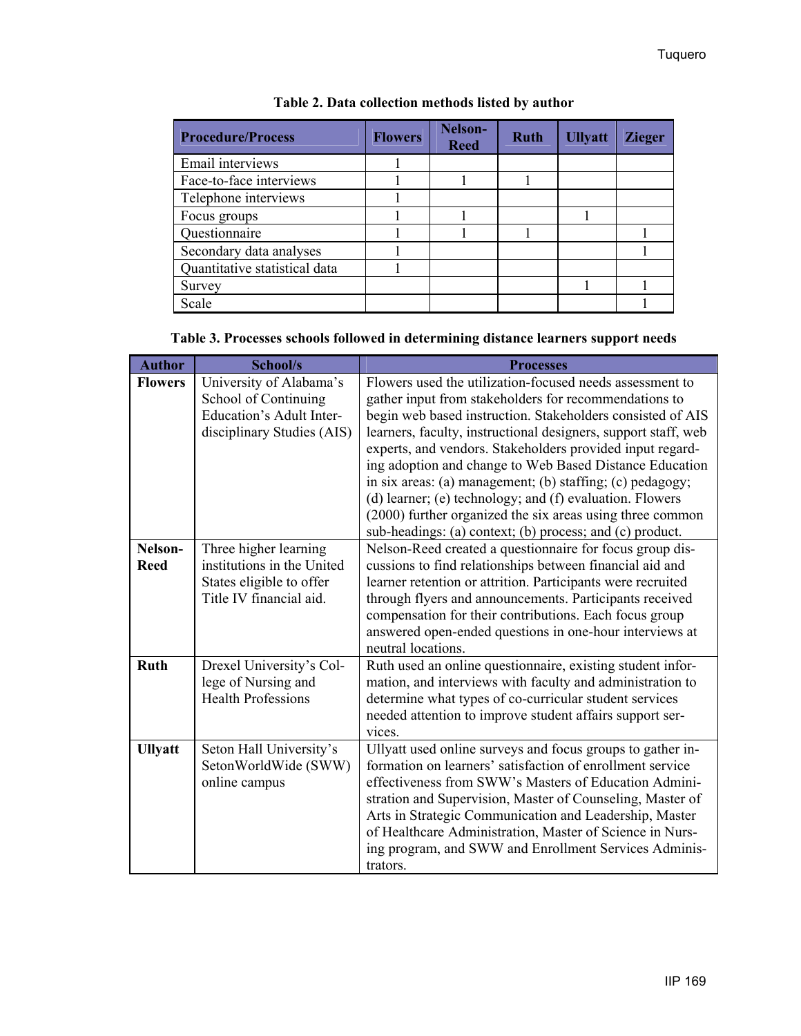**Table 2. Data collection methods listed by author**

| Procedure/Process | Flowers | Nelson-Reed | Ruth | Ullyatt | Zieger |
|---|---|---|---|---|---|
| Email interviews | 1 | | | | |
| Face-to-face interviews | 1 | 1 | 1 | | |
| Telephone interviews | 1 | | | | |
| Focus groups | 1 | 1 | | 1 | |
| Questionnaire | 1 | 1 | 1 | | 1 |
| Secondary data analyses | 1 | | | | 1 |
| Quantitative statistical data | 1 | | | | |
| Survey | | | | 1 | 1 |
| Scale | | | | | 1 |

**Table 3. Processes schools followed in determining distance learners support needs**

| Author | School/s | Processes |
|---|---|---|
| **Flowers** | University of Alabama's School of Continuing Education's Adult Inter-disciplinary Studies (AIS) | Flowers used the utilization-focused needs assessment to gather input from stakeholders for recommendations to begin web based instruction. Stakeholders consisted of AIS learners, faculty, instructional designers, support staff, web experts, and vendors. Stakeholders provided input regarding adoption and change to Web Based Distance Education in six areas: (a) management; (b) staffing; (c) pedagogy; (d) learner; (e) technology; and (f) evaluation. Flowers (2000) further organized the six areas using three common sub-headings: (a) context; (b) process; and (c) product. |
| **Nelson-Reed** | Three higher learning institutions in the United States eligible to offer Title IV financial aid. | Nelson-Reed created a questionnaire for focus group discussions to find relationships between financial aid and learner retention or attrition. Participants were recruited through flyers and announcements. Participants received compensation for their contributions. Each focus group answered open-ended questions in one-hour interviews at neutral locations. |
| **Ruth** | Drexel University's College of Nursing and Health Professions | Ruth used an online questionnaire, existing student information, and interviews with faculty and administration to determine what types of co-curricular student services needed attention to improve student affairs support services. |
| **Ullyatt** | Seton Hall University's SetonWorldWide (SWW) online campus | Ullyatt used online surveys and focus groups to gather information on learners' satisfaction of enrollment service effectiveness from SWW's Masters of Education Administration and Supervision, Master of Counseling, Master of Arts in Strategic Communication and Leadership, Master of Healthcare Administration, Master of Science in Nursing program, and SWW and Enrollment Services Administrators. |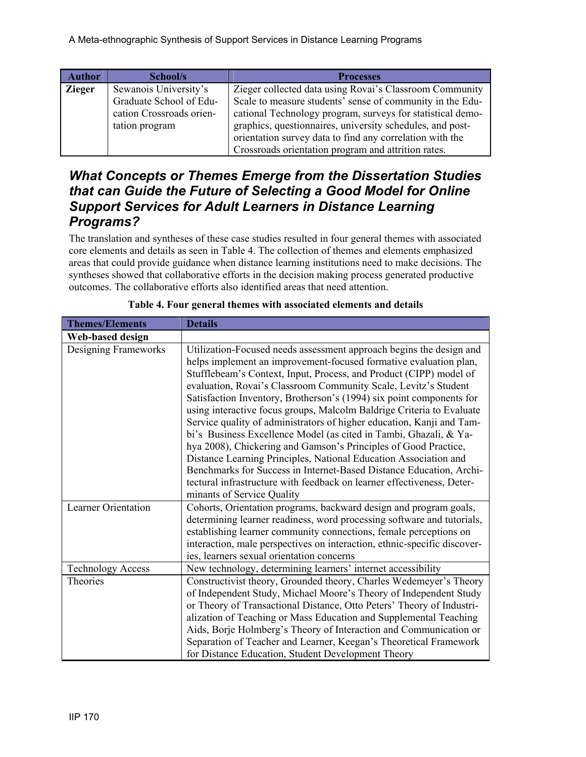| Author | School/s | Processes |
|---|---|---|
| **Zieger** | Sewanois University's Graduate School of Education Crossroads orientation program | Zieger collected data using Rovai's Classroom Community Scale to measure students' sense of community in the Educational Technology program, surveys for statistical demographics, questionnaires, university schedules, and post-orientation survey data to find any correlation with the Crossroads orientation program and attrition rates. |

## *What Concepts or Themes Emerge from the Dissertation Studies that can Guide the Future of Selecting a Good Model for Online Support Services for Adult Learners in Distance Learning Programs?*

The translation and syntheses of these case studies resulted in four general themes with associated core elements and details as seen in Table 4. The collection of themes and elements emphasized areas that could provide guidance when distance learning institutions need to make decisions. The syntheses showed that collaborative efforts in the decision making process generated productive outcomes. The collaborative efforts also identified areas that need attention.

**Table 4. Four general themes with associated elements and details**

| Themes/Elements | Details |
|---|---|
| **Web-based design** | |
| Designing Frameworks | Utilization-Focused needs assessment approach begins the design and helps implement an improvement-focused formative evaluation plan, Stufflebeam's Context, Input, Process, and Product (CIPP) model of evaluation, Rovai's Classroom Community Scale, Levitz's Student Satisfaction Inventory, Brotherson's (1994) six point components for using interactive focus groups, Malcolm Baldrige Criteria to Evaluate Service quality of administrators of higher education, Kanji and Tambi's Business Excellence Model (as cited in Tambi, Ghazali, & Yahya 2008), Chickering and Gamson's Principles of Good Practice, Distance Learning Principles, National Education Association and Benchmarks for Success in Internet-Based Distance Education, Architectural infrastructure with feedback on learner effectiveness, Determinants of Service Quality |
| Learner Orientation | Cohorts, Orientation programs, backward design and program goals, determining learner readiness, word processing software and tutorials, establishing learner community connections, female perceptions on interaction, male perspectives on interaction, ethnic-specific discoveries, learners sexual orientation concerns |
| Technology Access | New technology, determining learners' internet accessibility |
| Theories | Constructivist theory, Grounded theory, Charles Wedemeyer's Theory of Independent Study, Michael Moore's Theory of Independent Study or Theory of Transactional Distance, Otto Peters' Theory of Industrialization of Teaching or Mass Education and Supplemental Teaching Aids, Borje Holmberg's Theory of Interaction and Communication or Separation of Teacher and Learner, Keegan's Theoretical Framework for Distance Education, Student Development Theory |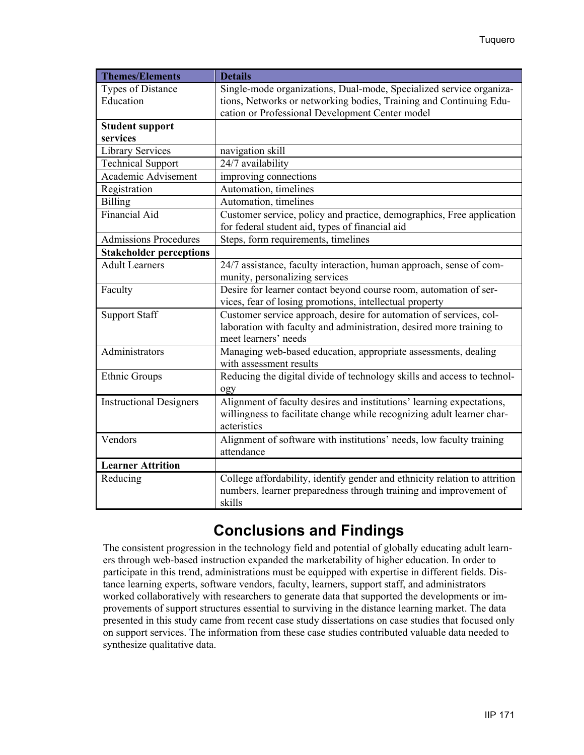| Themes/Elements | Details |
|---|---|
| Types of Distance Education | Single-mode organizations, Dual-mode, Specialized service organizations, Networks or networking bodies, Training and Continuing Education or Professional Development Center model |
| **Student support services** | |
| Library Services | navigation skill |
| Technical Support | 24/7 availability |
| Academic Advisement | improving connections |
| Registration | Automation, timelines |
| Billing | Automation, timelines |
| Financial Aid | Customer service, policy and practice, demographics, Free application for federal student aid, types of financial aid |
| Admissions Procedures | Steps, form requirements, timelines |
| **Stakeholder perceptions** | |
| Adult Learners | 24/7 assistance, faculty interaction, human approach, sense of community, personalizing services |
| Faculty | Desire for learner contact beyond course room, automation of services, fear of losing promotions, intellectual property |
| Support Staff | Customer service approach, desire for automation of services, collaboration with faculty and administration, desired more training to meet learners' needs |
| Administrators | Managing web-based education, appropriate assessments, dealing with assessment results |
| Ethnic Groups | Reducing the digital divide of technology skills and access to technology |
| Instructional Designers | Alignment of faculty desires and institutions' learning expectations, willingness to facilitate change while recognizing adult learner characteristics |
| Vendors | Alignment of software with institutions' needs, low faculty training attendance |
| **Learner Attrition** | |
| Reducing | College affordability, identify gender and ethnicity relation to attrition numbers, learner preparedness through training and improvement of skills |

## Conclusions and Findings

The consistent progression in the technology field and potential of globally educating adult learners through web-based instruction expanded the marketability of higher education. In order to participate in this trend, administrations must be equipped with expertise in different fields. Distance learning experts, software vendors, faculty, learners, support staff, and administrators worked collaboratively with researchers to generate data that supported the developments or improvements of support structures essential to surviving in the distance learning market. The data presented in this study came from recent case study dissertations on case studies that focused only on support services. The information from these case studies contributed valuable data needed to synthesize qualitative data.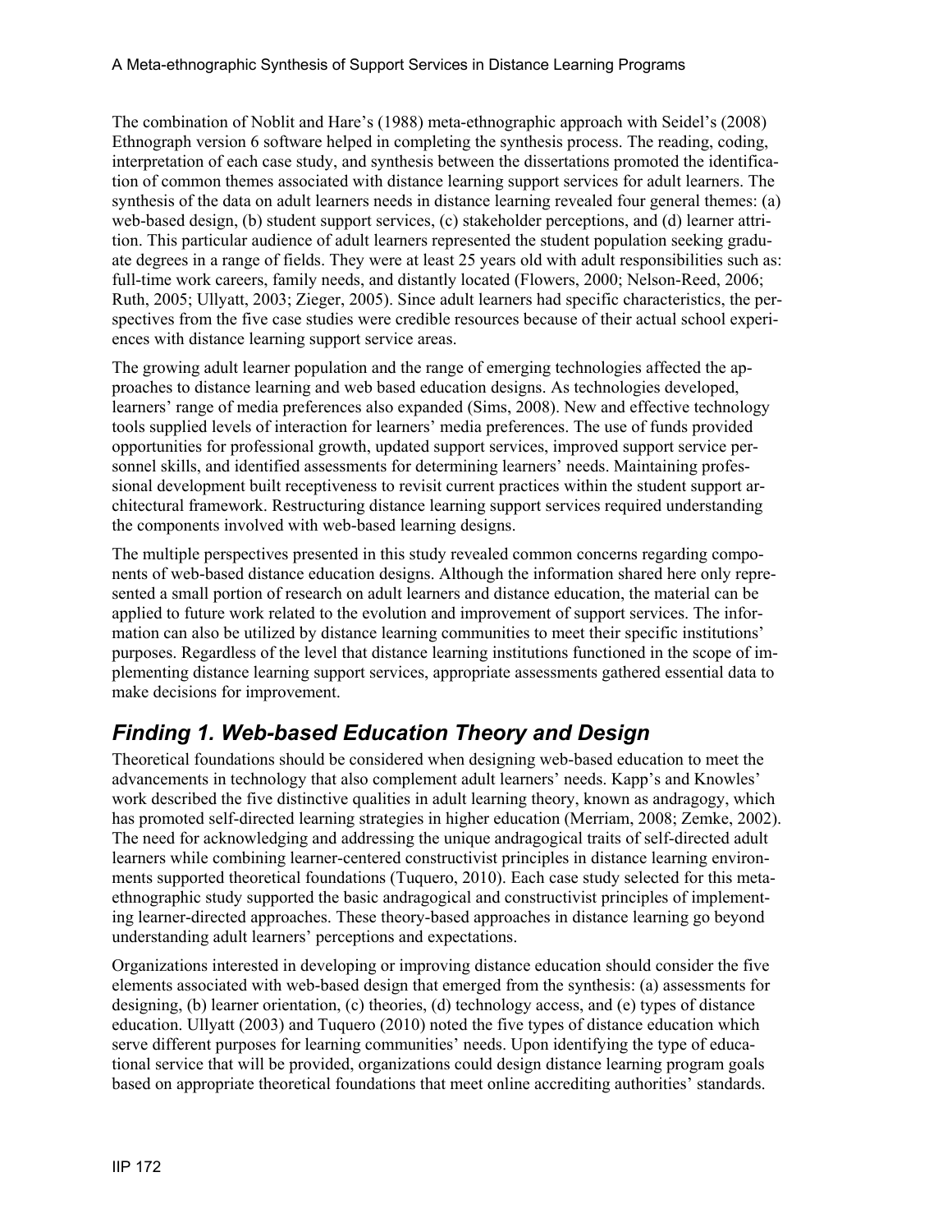The combination of Noblit and Hare's (1988) meta-ethnographic approach with Seidel's (2008) Ethnograph version 6 software helped in completing the synthesis process. The reading, coding, interpretation of each case study, and synthesis between the dissertations promoted the identification of common themes associated with distance learning support services for adult learners. The synthesis of the data on adult learners needs in distance learning revealed four general themes: (a) web-based design, (b) student support services, (c) stakeholder perceptions, and (d) learner attrition. This particular audience of adult learners represented the student population seeking graduate degrees in a range of fields. They were at least 25 years old with adult responsibilities such as: full-time work careers, family needs, and distantly located (Flowers, 2000; Nelson-Reed, 2006; Ruth, 2005; Ullyatt, 2003; Zieger, 2005). Since adult learners had specific characteristics, the perspectives from the five case studies were credible resources because of their actual school experiences with distance learning support service areas.

The growing adult learner population and the range of emerging technologies affected the approaches to distance learning and web based education designs. As technologies developed, learners' range of media preferences also expanded (Sims, 2008). New and effective technology tools supplied levels of interaction for learners' media preferences. The use of funds provided opportunities for professional growth, updated support services, improved support service personnel skills, and identified assessments for determining learners' needs. Maintaining professional development built receptiveness to revisit current practices within the student support architectural framework. Restructuring distance learning support services required understanding the components involved with web-based learning designs.

The multiple perspectives presented in this study revealed common concerns regarding components of web-based distance education designs. Although the information shared here only represented a small portion of research on adult learners and distance education, the material can be applied to future work related to the evolution and improvement of support services. The information can also be utilized by distance learning communities to meet their specific institutions' purposes. Regardless of the level that distance learning institutions functioned in the scope of implementing distance learning support services, appropriate assessments gathered essential data to make decisions for improvement.

## *Finding 1. Web-based Education Theory and Design*

Theoretical foundations should be considered when designing web-based education to meet the advancements in technology that also complement adult learners' needs. Kapp's and Knowles' work described the five distinctive qualities in adult learning theory, known as andragogy, which has promoted self-directed learning strategies in higher education (Merriam, 2008; Zemke, 2002). The need for acknowledging and addressing the unique andragogical traits of self-directed adult learners while combining learner-centered constructivist principles in distance learning environments supported theoretical foundations (Tuquero, 2010). Each case study selected for this meta-ethnographic study supported the basic andragogical and constructivist principles of implementing learner-directed approaches. These theory-based approaches in distance learning go beyond understanding adult learners' perceptions and expectations.

Organizations interested in developing or improving distance education should consider the five elements associated with web-based design that emerged from the synthesis: (a) assessments for designing, (b) learner orientation, (c) theories, (d) technology access, and (e) types of distance education. Ullyatt (2003) and Tuquero (2010) noted the five types of distance education which serve different purposes for learning communities' needs. Upon identifying the type of educational service that will be provided, organizations could design distance learning program goals based on appropriate theoretical foundations that meet online accrediting authorities' standards.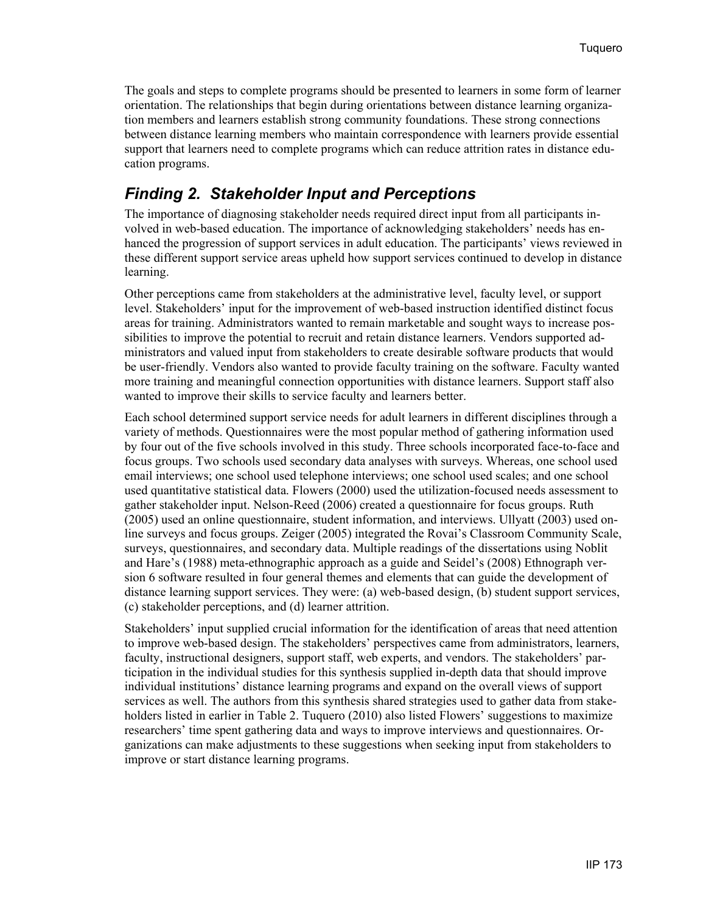The goals and steps to complete programs should be presented to learners in some form of learner orientation. The relationships that begin during orientations between distance learning organization members and learners establish strong community foundations. These strong connections between distance learning members who maintain correspondence with learners provide essential support that learners need to complete programs which can reduce attrition rates in distance education programs.

## *Finding 2. Stakeholder Input and Perceptions*

The importance of diagnosing stakeholder needs required direct input from all participants involved in web-based education. The importance of acknowledging stakeholders' needs has enhanced the progression of support services in adult education. The participants' views reviewed in these different support service areas upheld how support services continued to develop in distance learning.

Other perceptions came from stakeholders at the administrative level, faculty level, or support level. Stakeholders' input for the improvement of web-based instruction identified distinct focus areas for training. Administrators wanted to remain marketable and sought ways to increase possibilities to improve the potential to recruit and retain distance learners. Vendors supported administrators and valued input from stakeholders to create desirable software products that would be user-friendly. Vendors also wanted to provide faculty training on the software. Faculty wanted more training and meaningful connection opportunities with distance learners. Support staff also wanted to improve their skills to service faculty and learners better.

Each school determined support service needs for adult learners in different disciplines through a variety of methods. Questionnaires were the most popular method of gathering information used by four out of the five schools involved in this study. Three schools incorporated face-to-face and focus groups. Two schools used secondary data analyses with surveys. Whereas, one school used email interviews; one school used telephone interviews; one school used scales; and one school used quantitative statistical data. Flowers (2000) used the utilization-focused needs assessment to gather stakeholder input. Nelson-Reed (2006) created a questionnaire for focus groups. Ruth (2005) used an online questionnaire, student information, and interviews. Ullyatt (2003) used online surveys and focus groups. Zeiger (2005) integrated the Rovai's Classroom Community Scale, surveys, questionnaires, and secondary data. Multiple readings of the dissertations using Noblit and Hare's (1988) meta-ethnographic approach as a guide and Seidel's (2008) Ethnograph version 6 software resulted in four general themes and elements that can guide the development of distance learning support services. They were: (a) web-based design, (b) student support services, (c) stakeholder perceptions, and (d) learner attrition.

Stakeholders' input supplied crucial information for the identification of areas that need attention to improve web-based design. The stakeholders' perspectives came from administrators, learners, faculty, instructional designers, support staff, web experts, and vendors. The stakeholders' participation in the individual studies for this synthesis supplied in-depth data that should improve individual institutions' distance learning programs and expand on the overall views of support services as well. The authors from this synthesis shared strategies used to gather data from stakeholders listed in earlier in Table 2. Tuquero (2010) also listed Flowers' suggestions to maximize researchers' time spent gathering data and ways to improve interviews and questionnaires. Organizations can make adjustments to these suggestions when seeking input from stakeholders to improve or start distance learning programs.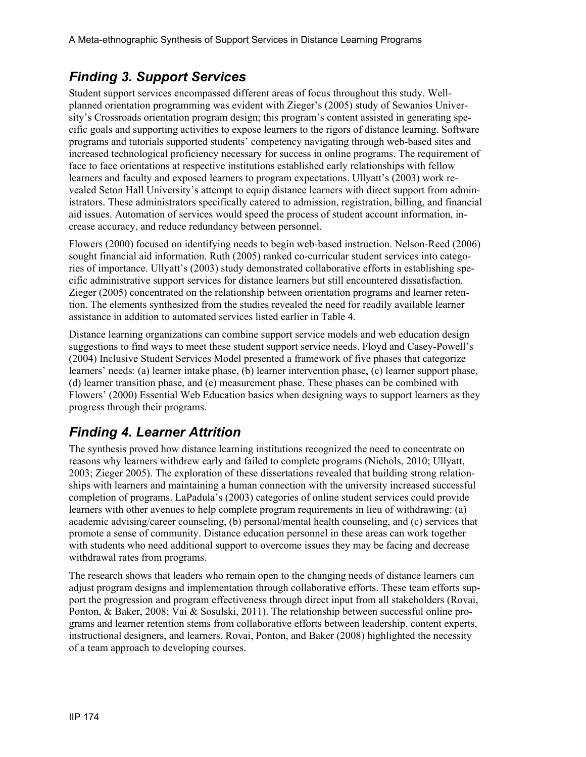## *Finding 3. Support Services*

Student support services encompassed different areas of focus throughout this study. Well-planned orientation programming was evident with Zieger's (2005) study of Sewanios University's Crossroads orientation program design; this program's content assisted in generating specific goals and supporting activities to expose learners to the rigors of distance learning. Software programs and tutorials supported students' competency navigating through web-based sites and increased technological proficiency necessary for success in online programs. The requirement of face to face orientations at respective institutions established early relationships with fellow learners and faculty and exposed learners to program expectations. Ullyatt's (2003) work revealed Seton Hall University's attempt to equip distance learners with direct support from administrators. These administrators specifically catered to admission, registration, billing, and financial aid issues. Automation of services would speed the process of student account information, increase accuracy, and reduce redundancy between personnel.

Flowers (2000) focused on identifying needs to begin web-based instruction. Nelson-Reed (2006) sought financial aid information. Ruth (2005) ranked co-curricular student services into categories of importance. Ullyatt's (2003) study demonstrated collaborative efforts in establishing specific administrative support services for distance learners but still encountered dissatisfaction. Zieger (2005) concentrated on the relationship between orientation programs and learner retention. The elements synthesized from the studies revealed the need for readily available learner assistance in addition to automated services listed earlier in Table 4.

Distance learning organizations can combine support service models and web education design suggestions to find ways to meet these student support service needs. Floyd and Casey-Powell's (2004) Inclusive Student Services Model presented a framework of five phases that categorize learners' needs: (a) learner intake phase, (b) learner intervention phase, (c) learner support phase, (d) learner transition phase, and (e) measurement phase. These phases can be combined with Flowers' (2000) Essential Web Education basics when designing ways to support learners as they progress through their programs.

## *Finding 4. Learner Attrition*

The synthesis proved how distance learning institutions recognized the need to concentrate on reasons why learners withdrew early and failed to complete programs (Nichols, 2010; Ullyatt, 2003; Zieger 2005). The exploration of these dissertations revealed that building strong relationships with learners and maintaining a human connection with the university increased successful completion of programs. LaPadula's (2003) categories of online student services could provide learners with other avenues to help complete program requirements in lieu of withdrawing: (a) academic advising/career counseling, (b) personal/mental health counseling, and (c) services that promote a sense of community. Distance education personnel in these areas can work together with students who need additional support to overcome issues they may be facing and decrease withdrawal rates from programs.

The research shows that leaders who remain open to the changing needs of distance learners can adjust program designs and implementation through collaborative efforts. These team efforts support the progression and program effectiveness through direct input from all stakeholders (Rovai, Ponton, & Baker, 2008; Vai & Sosulski, 2011). The relationship between successful online programs and learner retention stems from collaborative efforts between leadership, content experts, instructional designers, and learners. Rovai, Ponton, and Baker (2008) highlighted the necessity of a team approach to developing courses.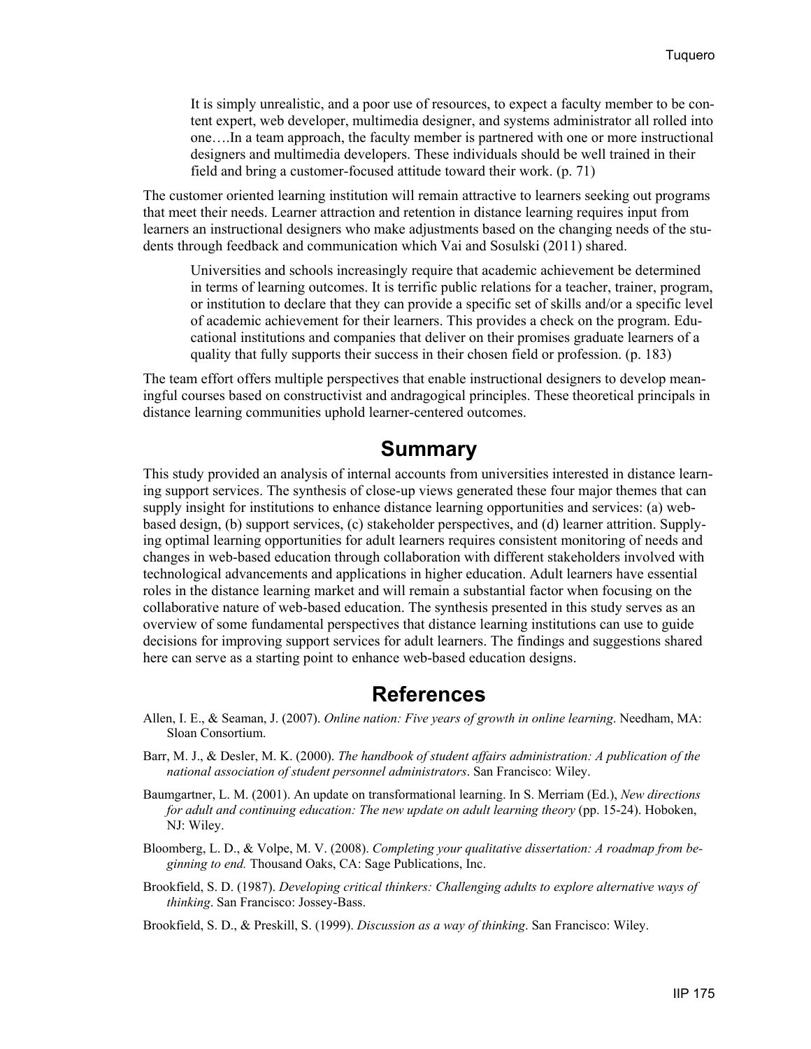> It is simply unrealistic, and a poor use of resources, to expect a faculty member to be content expert, web developer, multimedia designer, and systems administrator all rolled into one….In a team approach, the faculty member is partnered with one or more instructional designers and multimedia developers. These individuals should be well trained in their field and bring a customer-focused attitude toward their work. (p. 71)

The customer oriented learning institution will remain attractive to learners seeking out programs that meet their needs. Learner attraction and retention in distance learning requires input from learners an instructional designers who make adjustments based on the changing needs of the students through feedback and communication which Vai and Sosulski (2011) shared.

> Universities and schools increasingly require that academic achievement be determined in terms of learning outcomes. It is terrific public relations for a teacher, trainer, program, or institution to declare that they can provide a specific set of skills and/or a specific level of academic achievement for their learners. This provides a check on the program. Educational institutions and companies that deliver on their promises graduate learners of a quality that fully supports their success in their chosen field or profession. (p. 183)

The team effort offers multiple perspectives that enable instructional designers to develop meaningful courses based on constructivist and andragogical principles. These theoretical principals in distance learning communities uphold learner-centered outcomes.

## Summary

This study provided an analysis of internal accounts from universities interested in distance learning support services. The synthesis of close-up views generated these four major themes that can supply insight for institutions to enhance distance learning opportunities and services: (a) web-based design, (b) support services, (c) stakeholder perspectives, and (d) learner attrition. Supplying optimal learning opportunities for adult learners requires consistent monitoring of needs and changes in web-based education through collaboration with different stakeholders involved with technological advancements and applications in higher education. Adult learners have essential roles in the distance learning market and will remain a substantial factor when focusing on the collaborative nature of web-based education. The synthesis presented in this study serves as an overview of some fundamental perspectives that distance learning institutions can use to guide decisions for improving support services for adult learners. The findings and suggestions shared here can serve as a starting point to enhance web-based education designs.

## References

Allen, I. E., & Seaman, J. (2007). *Online nation: Five years of growth in online learning*. Needham, MA: Sloan Consortium.

Barr, M. J., & Desler, M. K. (2000). *The handbook of student affairs administration: A publication of the national association of student personnel administrators*. San Francisco: Wiley.

Baumgartner, L. M. (2001). An update on transformational learning. In S. Merriam (Ed.), *New directions for adult and continuing education: The new update on adult learning theory* (pp. 15-24). Hoboken, NJ: Wiley.

Bloomberg, L. D., & Volpe, M. V. (2008). *Completing your qualitative dissertation: A roadmap from beginning to end.* Thousand Oaks, CA: Sage Publications, Inc.

Brookfield, S. D. (1987). *Developing critical thinkers: Challenging adults to explore alternative ways of thinking*. San Francisco: Jossey-Bass.

Brookfield, S. D., & Preskill, S. (1999). *Discussion as a way of thinking*. San Francisco: Wiley.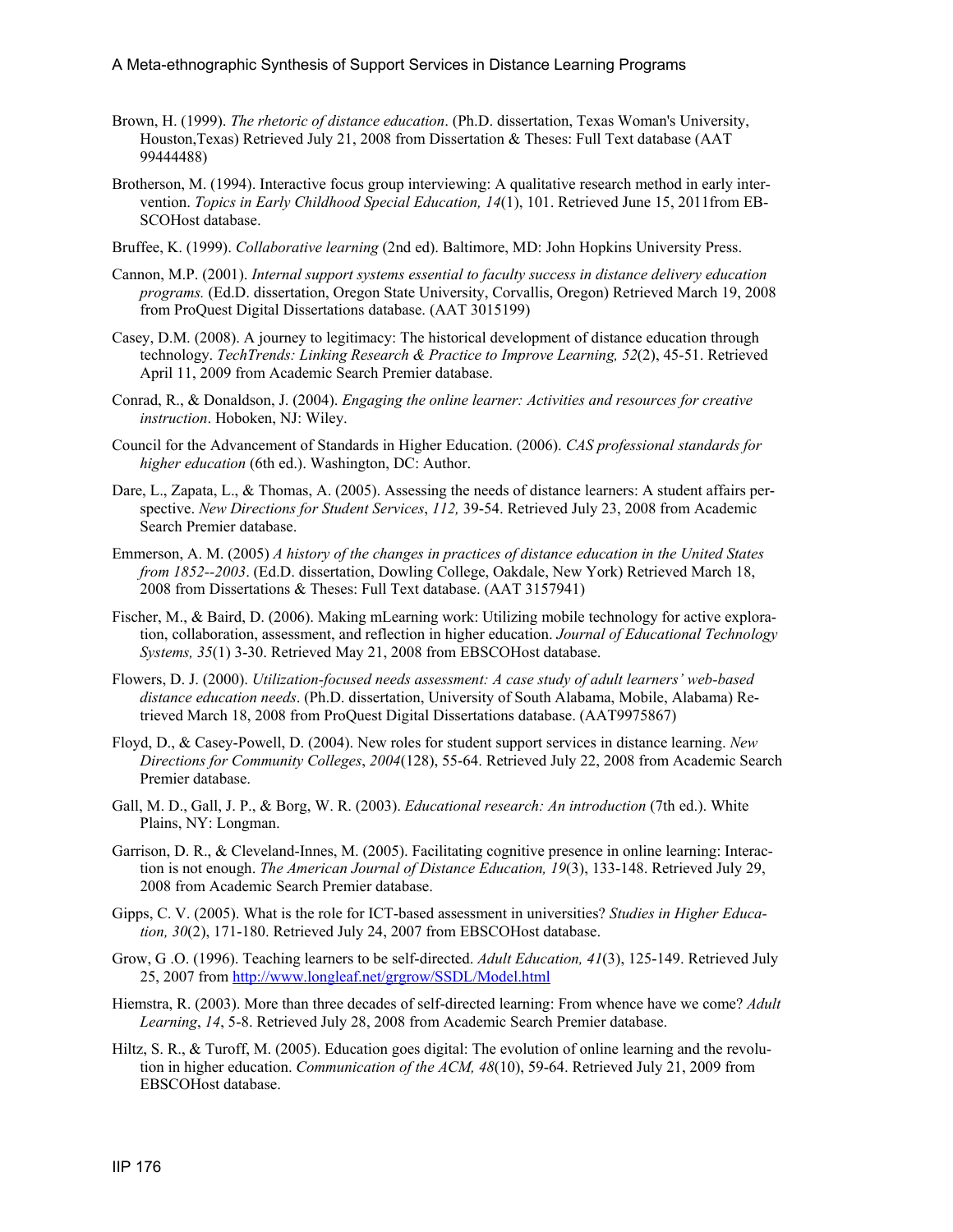Brown, H. (1999). *The rhetoric of distance education*. (Ph.D. dissertation, Texas Woman's University, Houston,Texas) Retrieved July 21, 2008 from Dissertation & Theses: Full Text database (AAT 99444488)

Brotherson, M. (1994). Interactive focus group interviewing: A qualitative research method in early intervention. *Topics in Early Childhood Special Education, 14*(1), 101. Retrieved June 15, 2011from EBSCOHost database.

Bruffee, K. (1999). *Collaborative learning* (2nd ed). Baltimore, MD: John Hopkins University Press.

Cannon, M.P. (2001). *Internal support systems essential to faculty success in distance delivery education programs.* (Ed.D. dissertation, Oregon State University, Corvallis, Oregon) Retrieved March 19, 2008 from ProQuest Digital Dissertations database. (AAT 3015199)

Casey, D.M. (2008). A journey to legitimacy: The historical development of distance education through technology. *TechTrends: Linking Research & Practice to Improve Learning, 52*(2), 45-51. Retrieved April 11, 2009 from Academic Search Premier database.

Conrad, R., & Donaldson, J. (2004). *Engaging the online learner: Activities and resources for creative instruction*. Hoboken, NJ: Wiley.

Council for the Advancement of Standards in Higher Education. (2006). *CAS professional standards for higher education* (6th ed.). Washington, DC: Author.

Dare, L., Zapata, L., & Thomas, A. (2005). Assessing the needs of distance learners: A student affairs perspective. *New Directions for Student Services*, *112,* 39-54. Retrieved July 23, 2008 from Academic Search Premier database.

Emmerson, A. M. (2005) *A history of the changes in practices of distance education in the United States from 1852--2003*. (Ed.D. dissertation, Dowling College, Oakdale, New York) Retrieved March 18, 2008 from Dissertations & Theses: Full Text database. (AAT 3157941)

Fischer, M., & Baird, D. (2006). Making mLearning work: Utilizing mobile technology for active exploration, collaboration, assessment, and reflection in higher education. *Journal of Educational Technology Systems, 35*(1) 3-30. Retrieved May 21, 2008 from EBSCOHost database.

Flowers, D. J. (2000). *Utilization-focused needs assessment: A case study of adult learners' web-based distance education needs*. (Ph.D. dissertation, University of South Alabama, Mobile, Alabama) Retrieved March 18, 2008 from ProQuest Digital Dissertations database. (AAT9975867)

Floyd, D., & Casey-Powell, D. (2004). New roles for student support services in distance learning. *New Directions for Community Colleges*, *2004*(128), 55-64. Retrieved July 22, 2008 from Academic Search Premier database.

Gall, M. D., Gall, J. P., & Borg, W. R. (2003). *Educational research: An introduction* (7th ed.). White Plains, NY: Longman.

Garrison, D. R., & Cleveland-Innes, M. (2005). Facilitating cognitive presence in online learning: Interaction is not enough. *The American Journal of Distance Education, 19*(3), 133-148. Retrieved July 29, 2008 from Academic Search Premier database.

Gipps, C. V. (2005). What is the role for ICT-based assessment in universities? *Studies in Higher Education, 30*(2), 171-180. Retrieved July 24, 2007 from EBSCOHost database.

Grow, G .O. (1996). Teaching learners to be self-directed. *Adult Education, 41*(3), 125-149. Retrieved July 25, 2007 from http://www.longleaf.net/grgrow/SSDL/Model.html

Hiemstra, R. (2003). More than three decades of self-directed learning: From whence have we come? *Adult Learning*, *14*, 5-8. Retrieved July 28, 2008 from Academic Search Premier database.

Hiltz, S. R., & Turoff, M. (2005). Education goes digital: The evolution of online learning and the revolution in higher education. *Communication of the ACM, 48*(10), 59-64. Retrieved July 21, 2009 from EBSCOHost database.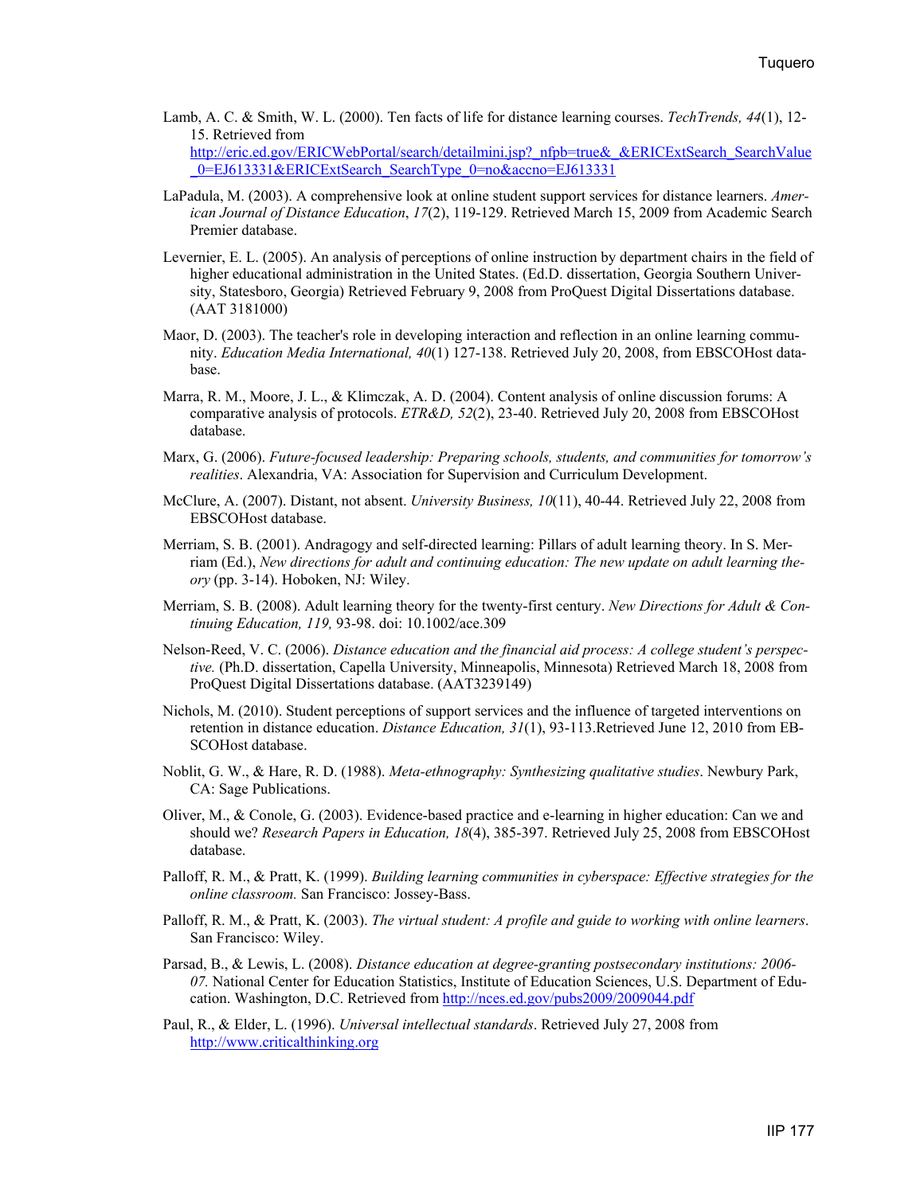Lamb, A. C. & Smith, W. L. (2000). Ten facts of life for distance learning courses. *TechTrends, 44*(1), 12-15. Retrieved from http://eric.ed.gov/ERICWebPortal/search/detailmini.jsp?_nfpb=true&_&ERICExtSearch_SearchValue_0=EJ613331&ERICExtSearch_SearchType_0=no&accno=EJ613331

LaPadula, M. (2003). A comprehensive look at online student support services for distance learners. *American Journal of Distance Education*, *17*(2), 119-129. Retrieved March 15, 2009 from Academic Search Premier database.

Levernier, E. L. (2005). An analysis of perceptions of online instruction by department chairs in the field of higher educational administration in the United States. (Ed.D. dissertation, Georgia Southern University, Statesboro, Georgia) Retrieved February 9, 2008 from ProQuest Digital Dissertations database. (AAT 3181000)

Maor, D. (2003). The teacher's role in developing interaction and reflection in an online learning community. *Education Media International, 40*(1) 127-138. Retrieved July 20, 2008, from EBSCOHost database.

Marra, R. M., Moore, J. L., & Klimczak, A. D. (2004). Content analysis of online discussion forums: A comparative analysis of protocols. *ETR&D, 52*(2), 23-40. Retrieved July 20, 2008 from EBSCOHost database.

Marx, G. (2006). *Future-focused leadership: Preparing schools, students, and communities for tomorrow's realities*. Alexandria, VA: Association for Supervision and Curriculum Development.

McClure, A. (2007). Distant, not absent. *University Business, 10*(11), 40-44. Retrieved July 22, 2008 from EBSCOHost database.

Merriam, S. B. (2001). Andragogy and self-directed learning: Pillars of adult learning theory. In S. Merriam (Ed.), *New directions for adult and continuing education: The new update on adult learning theory* (pp. 3-14). Hoboken, NJ: Wiley.

Merriam, S. B. (2008). Adult learning theory for the twenty-first century. *New Directions for Adult & Continuing Education, 119,* 93-98. doi: 10.1002/ace.309

Nelson-Reed, V. C. (2006). *Distance education and the financial aid process: A college student's perspective.* (Ph.D. dissertation, Capella University, Minneapolis, Minnesota) Retrieved March 18, 2008 from ProQuest Digital Dissertations database. (AAT3239149)

Nichols, M. (2010). Student perceptions of support services and the influence of targeted interventions on retention in distance education. *Distance Education, 31*(1), 93-113.Retrieved June 12, 2010 from EBSCOHost database.

Noblit, G. W., & Hare, R. D. (1988). *Meta-ethnography: Synthesizing qualitative studies*. Newbury Park, CA: Sage Publications.

Oliver, M., & Conole, G. (2003). Evidence-based practice and e-learning in higher education: Can we and should we? *Research Papers in Education, 18*(4), 385-397. Retrieved July 25, 2008 from EBSCOHost database.

Palloff, R. M., & Pratt, K. (1999). *Building learning communities in cyberspace: Effective strategies for the online classroom.* San Francisco: Jossey-Bass.

Palloff, R. M., & Pratt, K. (2003). *The virtual student: A profile and guide to working with online learners*. San Francisco: Wiley.

Parsad, B., & Lewis, L. (2008). *Distance education at degree-granting postsecondary institutions: 2006-07.* National Center for Education Statistics, Institute of Education Sciences, U.S. Department of Education. Washington, D.C. Retrieved from http://nces.ed.gov/pubs2009/2009044.pdf

Paul, R., & Elder, L. (1996). *Universal intellectual standards*. Retrieved July 27, 2008 from http://www.criticalthinking.org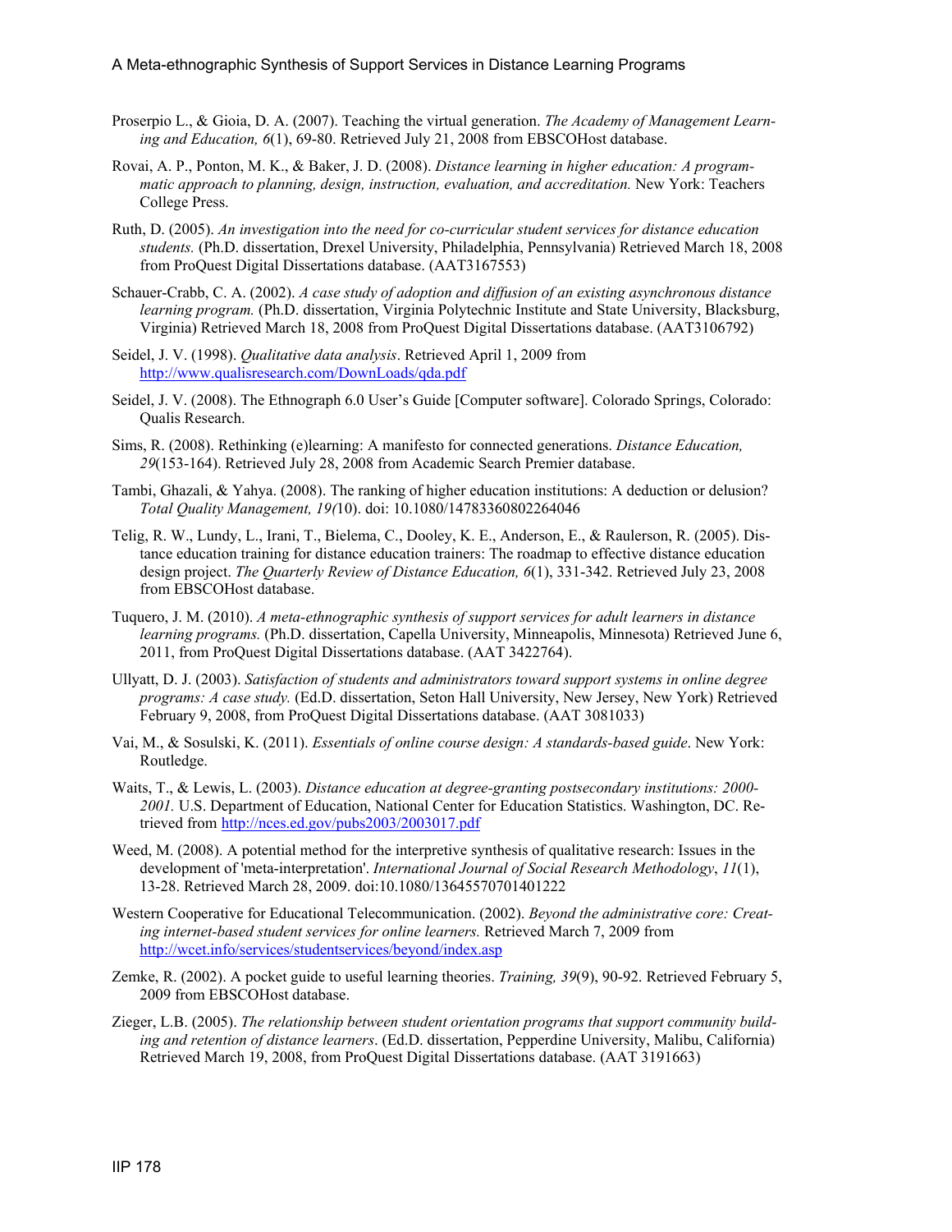Proserpio L., & Gioia, D. A. (2007). Teaching the virtual generation. *The Academy of Management Learning and Education, 6*(1), 69-80. Retrieved July 21, 2008 from EBSCOHost database.

Rovai, A. P., Ponton, M. K., & Baker, J. D. (2008). *Distance learning in higher education: A programmatic approach to planning, design, instruction, evaluation, and accreditation.* New York: Teachers College Press.

Ruth, D. (2005). *An investigation into the need for co-curricular student services for distance education students.* (Ph.D. dissertation, Drexel University, Philadelphia, Pennsylvania) Retrieved March 18, 2008 from ProQuest Digital Dissertations database. (AAT3167553)

Schauer-Crabb, C. A. (2002). *A case study of adoption and diffusion of an existing asynchronous distance learning program.* (Ph.D. dissertation, Virginia Polytechnic Institute and State University, Blacksburg, Virginia) Retrieved March 18, 2008 from ProQuest Digital Dissertations database. (AAT3106792)

Seidel, J. V. (1998). *Qualitative data analysis*. Retrieved April 1, 2009 from http://www.qualisresearch.com/DownLoads/qda.pdf

Seidel, J. V. (2008). The Ethnograph 6.0 User's Guide [Computer software]. Colorado Springs, Colorado: Qualis Research.

Sims, R. (2008). Rethinking (e)learning: A manifesto for connected generations. *Distance Education, 29*(153-164). Retrieved July 28, 2008 from Academic Search Premier database.

Tambi, Ghazali, & Yahya. (2008). The ranking of higher education institutions: A deduction or delusion? *Total Quality Management, 19(*10). doi: 10.1080/14783360802264046

Telig, R. W., Lundy, L., Irani, T., Bielema, C., Dooley, K. E., Anderson, E., & Raulerson, R. (2005). Distance education training for distance education trainers: The roadmap to effective distance education design project. *The Quarterly Review of Distance Education, 6*(1), 331-342. Retrieved July 23, 2008 from EBSCOHost database.

Tuquero, J. M. (2010). *A meta-ethnographic synthesis of support services for adult learners in distance learning programs.* (Ph.D. dissertation, Capella University, Minneapolis, Minnesota) Retrieved June 6, 2011, from ProQuest Digital Dissertations database. (AAT 3422764).

Ullyatt, D. J. (2003). *Satisfaction of students and administrators toward support systems in online degree programs: A case study.* (Ed.D. dissertation, Seton Hall University, New Jersey, New York) Retrieved February 9, 2008, from ProQuest Digital Dissertations database. (AAT 3081033)

Vai, M., & Sosulski, K. (2011). *Essentials of online course design: A standards-based guide*. New York: Routledge.

Waits, T., & Lewis, L. (2003). *Distance education at degree-granting postsecondary institutions: 2000-2001.* U.S. Department of Education, National Center for Education Statistics. Washington, DC. Retrieved from http://nces.ed.gov/pubs2003/2003017.pdf

Weed, M. (2008). A potential method for the interpretive synthesis of qualitative research: Issues in the development of 'meta-interpretation'. *International Journal of Social Research Methodology*, *11*(1), 13-28. Retrieved March 28, 2009. doi:10.1080/13645570701401222

Western Cooperative for Educational Telecommunication. (2002). *Beyond the administrative core: Creating internet-based student services for online learners.* Retrieved March 7, 2009 from http://wcet.info/services/studentservices/beyond/index.asp

Zemke, R. (2002). A pocket guide to useful learning theories. *Training, 39*(9), 90-92. Retrieved February 5, 2009 from EBSCOHost database.

Zieger, L.B. (2005). *The relationship between student orientation programs that support community building and retention of distance learners*. (Ed.D. dissertation, Pepperdine University, Malibu, California) Retrieved March 19, 2008, from ProQuest Digital Dissertations database. (AAT 3191663)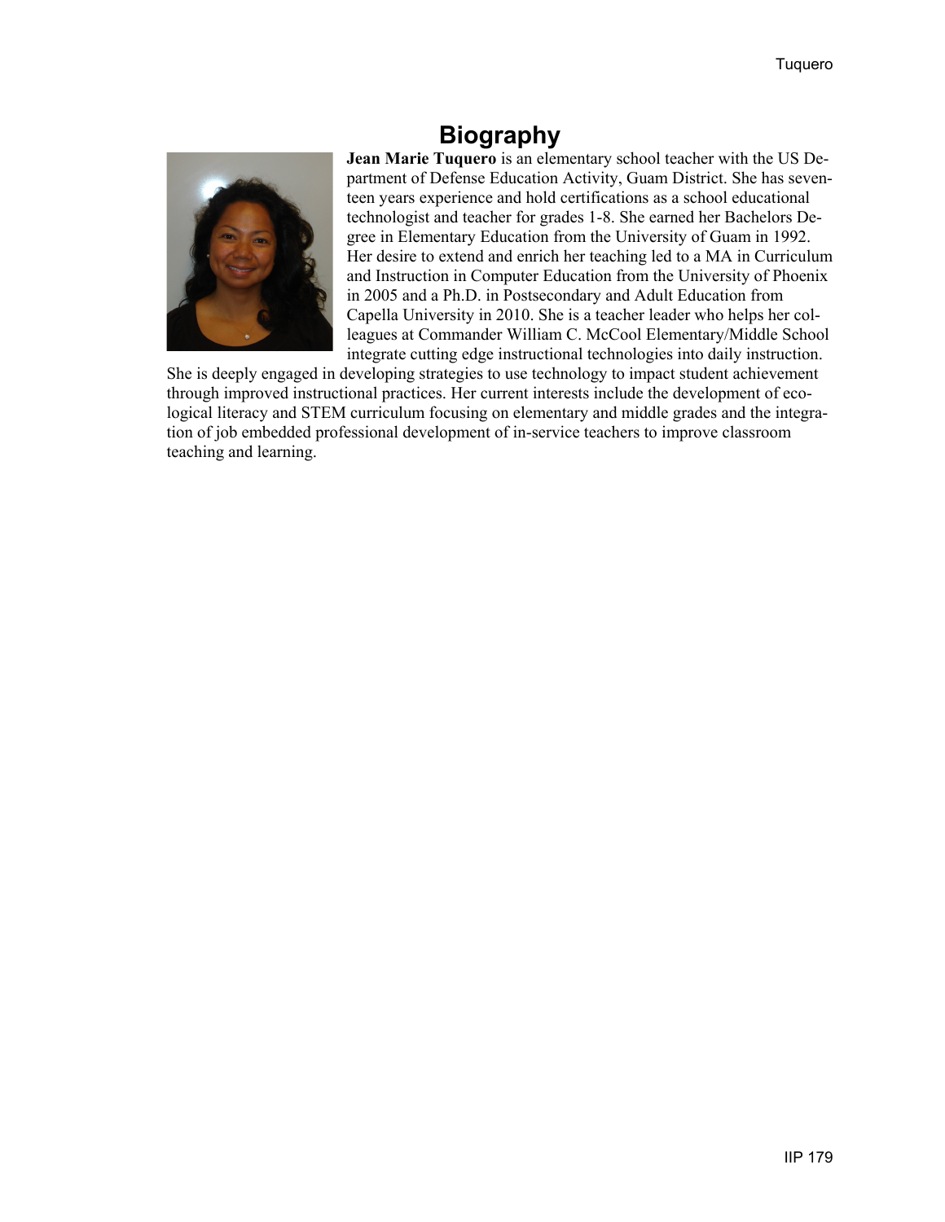# Biography

**Jean Marie Tuquero** is an elementary school teacher with the US Department of Defense Education Activity, Guam District. She has seventeen years experience and hold certifications as a school educational technologist and teacher for grades 1-8. She earned her Bachelors Degree in Elementary Education from the University of Guam in 1992. Her desire to extend and enrich her teaching led to a MA in Curriculum and Instruction in Computer Education from the University of Phoenix in 2005 and a Ph.D. in Postsecondary and Adult Education from Capella University in 2010. She is a teacher leader who helps her colleagues at Commander William C. McCool Elementary/Middle School integrate cutting edge instructional technologies into daily instruction. She is deeply engaged in developing strategies to use technology to impact student achievement through improved instructional practices. Her current interests include the development of ecological literacy and STEM curriculum focusing on elementary and middle grades and the integration of job embedded professional development of in-service teachers to improve classroom teaching and learning.